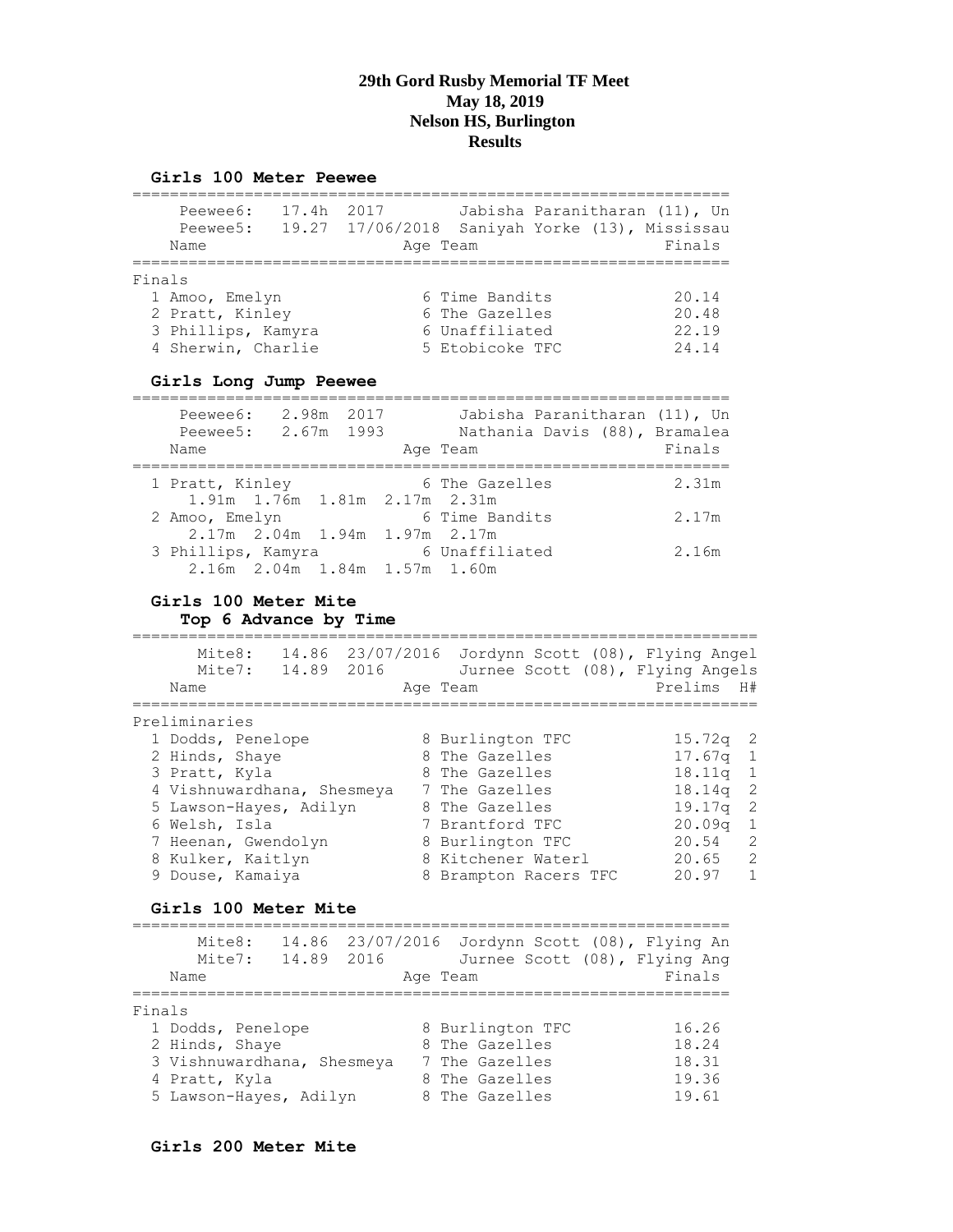# 29th Gord Rusby Memorial TF Meet
**May 18, 2019**
**Nelson HS, Burlington**
**Results**

### Girls 100 Meter Peewee

```
================================================================
     Peewee6:   17.4h  2017        Jabisha Paranitharan (11), Un
     Peewee5:   19.27  17/06/2018  Saniyah Yorke (13), Mississau
    Name                    Age Team                     Finals
================================================================
Finals
  1 Amoo, Emelyn             6 Time Bandits              20.14
  2 Pratt, Kinley            6 The Gazelles              20.48
  3 Phillips, Kamyra         6 Unaffiliated              22.19
  4 Sherwin, Charlie         5 Etobicoke TFC             24.14
```

### Girls Long Jump Peewee

```
================================================================
     Peewee6:   2.98m  2017        Jabisha Paranitharan (11), Un
     Peewee5:   2.67m  1993        Nathania Davis (88), Bramalea
    Name                    Age Team                     Finals
================================================================
  1 Pratt, Kinley            6 The Gazelles              2.31m
      1.91m  1.76m  1.81m  2.17m  2.31m
  2 Amoo, Emelyn             6 Time Bandits              2.17m
      2.17m  2.04m  1.94m  1.97m  2.17m
  3 Phillips, Kamyra         6 Unaffiliated              2.16m
      2.16m  2.04m  1.84m  1.57m  1.60m
```

### Girls 100 Meter Mite
**Top 6 Advance by Time**

```
===================================================================
       Mite8:   14.86  23/07/2016  Jordynn Scott (08), Flying Angel
       Mite7:   14.89  2016        Jurnee Scott (08), Flying Angels
    Name                    Age Team                    Prelims  H#
===================================================================
Preliminaries
  1 Dodds, Penelope          8 Burlington TFC           15.72q  2
  2 Hinds, Shaye             8 The Gazelles             17.67q  1
  3 Pratt, Kyla              8 The Gazelles             18.11q  1
  4 Vishnuwardhana, Shesmeya 7 The Gazelles             18.14q  2
  5 Lawson-Hayes, Adilyn     8 The Gazelles             19.17q  2
  6 Welsh, Isla              7 Brantford TFC            20.09q  1
  7 Heenan, Gwendolyn        8 Burlington TFC           20.54   2
  8 Kulker, Kaitlyn          8 Kitchener Waterl         20.65   2
  9 Douse, Kamaiya           8 Brampton Racers TFC      20.97   1
```

### Girls 100 Meter Mite

```
================================================================
       Mite8:   14.86  23/07/2016  Jordynn Scott (08), Flying An
       Mite7:   14.89  2016        Jurnee Scott (08), Flying Ang
    Name                    Age Team                     Finals
================================================================
Finals
  1 Dodds, Penelope          8 Burlington TFC            16.26
  2 Hinds, Shaye             8 The Gazelles              18.24
  3 Vishnuwardhana, Shesmeya 7 The Gazelles              18.31
  4 Pratt, Kyla              8 The Gazelles              19.36
  5 Lawson-Hayes, Adilyn     8 The Gazelles              19.61
```

### Girls 200 Meter Mite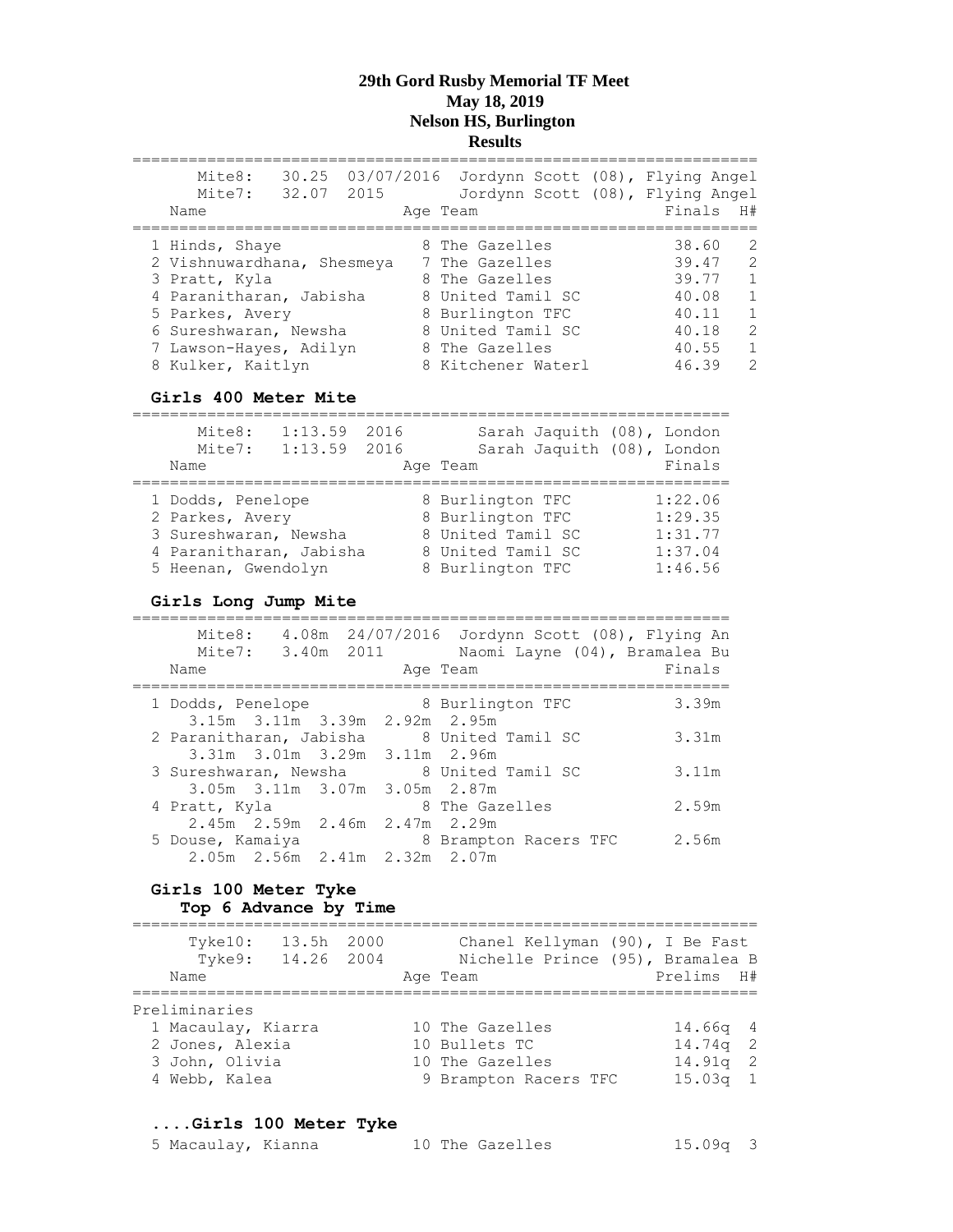**29th Gord Rusby Memorial TF Meet**
**May 18, 2019**
**Nelson HS, Burlington**
**Results**

Mite8: 30.25 03/07/2016 Jordynn Scott (08), Flying Angel
Mite7: 32.07 2015 Jordynn Scott (08), Flying Angel

| Place | Name | Age | Team | Finals | H# |
|---|---|---|---|---|---|
| 1 | Hinds, Shaye | 8 | The Gazelles | 38.60 | 2 |
| 2 | Vishnuwardhana, Shesmeya | 7 | The Gazelles | 39.47 | 2 |
| 3 | Pratt, Kyla | 8 | The Gazelles | 39.77 | 1 |
| 4 | Paranitharan, Jabisha | 8 | United Tamil SC | 40.08 | 1 |
| 5 | Parkes, Avery | 8 | Burlington TFC | 40.11 | 1 |
| 6 | Sureshwaran, Newsha | 8 | United Tamil SC | 40.18 | 2 |
| 7 | Lawson-Hayes, Adilyn | 8 | The Gazelles | 40.55 | 1 |
| 8 | Kulker, Kaitlyn | 8 | Kitchener Waterl | 46.39 | 2 |

## Girls 400 Meter Mite

Mite8: 1:13.59 2016 Sarah Jaquith (08), London
Mite7: 1:13.59 2016 Sarah Jaquith (08), London

| Place | Name | Age | Team | Finals |
|---|---|---|---|---|
| 1 | Dodds, Penelope | 8 | Burlington TFC | 1:22.06 |
| 2 | Parkes, Avery | 8 | Burlington TFC | 1:29.35 |
| 3 | Sureshwaran, Newsha | 8 | United Tamil SC | 1:31.77 |
| 4 | Paranitharan, Jabisha | 8 | United Tamil SC | 1:37.04 |
| 5 | Heenan, Gwendolyn | 8 | Burlington TFC | 1:46.56 |

## Girls Long Jump Mite

Mite8: 4.08m 24/07/2016 Jordynn Scott (08), Flying An
Mite7: 3.40m 2011 Naomi Layne (04), Bramalea Bu

| Place | Name | Age | Team | Finals | Attempts |
|---|---|---|---|---|---|
| 1 | Dodds, Penelope | 8 | Burlington TFC | 3.39m | 3.15m 3.11m 3.39m 2.92m 2.95m |
| 2 | Paranitharan, Jabisha | 8 | United Tamil SC | 3.31m | 3.31m 3.01m 3.29m 3.11m 2.96m |
| 3 | Sureshwaran, Newsha | 8 | United Tamil SC | 3.11m | 3.05m 3.11m 3.07m 3.05m 2.87m |
| 4 | Pratt, Kyla | 8 | The Gazelles | 2.59m | 2.45m 2.59m 2.46m 2.47m 2.29m |
| 5 | Douse, Kamaiya | 8 | Brampton Racers TFC | 2.56m | 2.05m 2.56m 2.41m 2.32m 2.07m |

## Girls 100 Meter Tyke
### Top 6 Advance by Time

Tyke10: 13.5h 2000 Chanel Kellyman (90), I Be Fast
Tyke9: 14.26 2004 Nichelle Prince (95), Bramalea B

Preliminaries

| Place | Name | Age | Team | Prelims | H# |
|---|---|---|---|---|---|
| 1 | Macaulay, Kiarra | 10 | The Gazelles | 14.66q | 4 |
| 2 | Jones, Alexia | 10 | Bullets TC | 14.74q | 2 |
| 3 | John, Olivia | 10 | The Gazelles | 14.91q | 2 |
| 4 | Webb, Kalea | 9 | Brampton Racers TFC | 15.03q | 1 |
| 5 | Macaulay, Kianna | 10 | The Gazelles | 15.09q | 3 |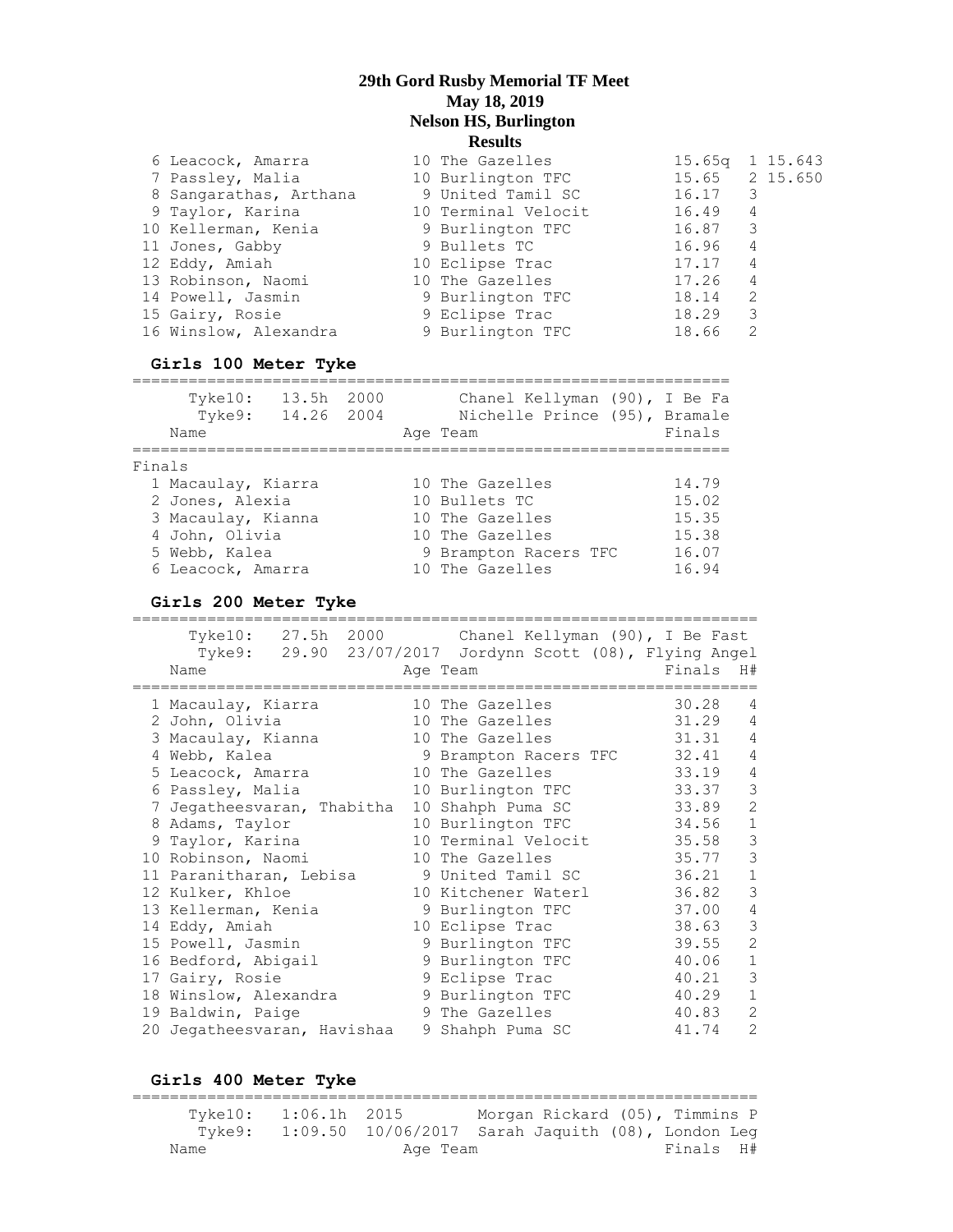# 29th Gord Rusby Memorial TF Meet

**May 18, 2019**

**Nelson HS, Burlington**

**Results**

| Place | Name | Age | Team | Finals | H# | |
|---|---|---|---|---|---|---|
| 6 | Leacock, Amarra | 10 | The Gazelles | 15.65q | 1 | 15.643 |
| 7 | Passley, Malia | 10 | Burlington TFC | 15.65 | 2 | 15.650 |
| 8 | Sangarathas, Arthana | 9 | United Tamil SC | 16.17 | 3 | |
| 9 | Taylor, Karina | 10 | Terminal Velocit | 16.49 | 4 | |
| 10 | Kellerman, Kenia | 9 | Burlington TFC | 16.87 | 3 | |
| 11 | Jones, Gabby | 9 | Bullets TC | 16.96 | 4 | |
| 12 | Eddy, Amiah | 10 | Eclipse Trac | 17.17 | 4 | |
| 13 | Robinson, Naomi | 10 | The Gazelles | 17.26 | 4 | |
| 14 | Powell, Jasmin | 9 | Burlington TFC | 18.14 | 2 | |
| 15 | Gairy, Rosie | 9 | Eclipse Trac | 18.29 | 3 | |
| 16 | Winslow, Alexandra | 9 | Burlington TFC | 18.66 | 2 | |

## Girls 100 Meter Tyke

Tyke10: 13.5h 2000 Chanel Kellyman (90), I Be Fa
Tyke9: 14.26 2004 Nichelle Prince (95), Bramale

**Finals**

| Place | Name | Age | Team | Finals |
|---|---|---|---|---|
| 1 | Macaulay, Kiarra | 10 | The Gazelles | 14.79 |
| 2 | Jones, Alexia | 10 | Bullets TC | 15.02 |
| 3 | Macaulay, Kianna | 10 | The Gazelles | 15.35 |
| 4 | John, Olivia | 10 | The Gazelles | 15.38 |
| 5 | Webb, Kalea | 9 | Brampton Racers TFC | 16.07 |
| 6 | Leacock, Amarra | 10 | The Gazelles | 16.94 |

## Girls 200 Meter Tyke

Tyke10: 27.5h 2000 Chanel Kellyman (90), I Be Fast
Tyke9: 29.90 23/07/2017 Jordynn Scott (08), Flying Angel

| Place | Name | Age | Team | Finals | H# |
|---|---|---|---|---|---|
| 1 | Macaulay, Kiarra | 10 | The Gazelles | 30.28 | 4 |
| 2 | John, Olivia | 10 | The Gazelles | 31.29 | 4 |
| 3 | Macaulay, Kianna | 10 | The Gazelles | 31.31 | 4 |
| 4 | Webb, Kalea | 9 | Brampton Racers TFC | 32.41 | 4 |
| 5 | Leacock, Amarra | 10 | The Gazelles | 33.19 | 4 |
| 6 | Passley, Malia | 10 | Burlington TFC | 33.37 | 3 |
| 7 | Jegatheesvaran, Thabitha | 10 | Shahph Puma SC | 33.89 | 2 |
| 8 | Adams, Taylor | 10 | Burlington TFC | 34.56 | 1 |
| 9 | Taylor, Karina | 10 | Terminal Velocit | 35.58 | 3 |
| 10 | Robinson, Naomi | 10 | The Gazelles | 35.77 | 3 |
| 11 | Paranitharan, Lebisa | 9 | United Tamil SC | 36.21 | 1 |
| 12 | Kulker, Khloe | 10 | Kitchener Waterl | 36.82 | 3 |
| 13 | Kellerman, Kenia | 9 | Burlington TFC | 37.00 | 4 |
| 14 | Eddy, Amiah | 10 | Eclipse Trac | 38.63 | 3 |
| 15 | Powell, Jasmin | 9 | Burlington TFC | 39.55 | 2 |
| 16 | Bedford, Abigail | 9 | Burlington TFC | 40.06 | 1 |
| 17 | Gairy, Rosie | 9 | Eclipse Trac | 40.21 | 3 |
| 18 | Winslow, Alexandra | 9 | Burlington TFC | 40.29 | 1 |
| 19 | Baldwin, Paige | 9 | The Gazelles | 40.83 | 2 |
| 20 | Jegatheesvaran, Havishaa | 9 | Shahph Puma SC | 41.74 | 2 |

## Girls 400 Meter Tyke

Tyke10: 1:06.1h 2015 Morgan Rickard (05), Timmins P
Tyke9: 1:09.50 10/06/2017 Sarah Jaquith (08), London Leg

| Name | Age | Team | Finals | H# |
|---|---|---|---|---|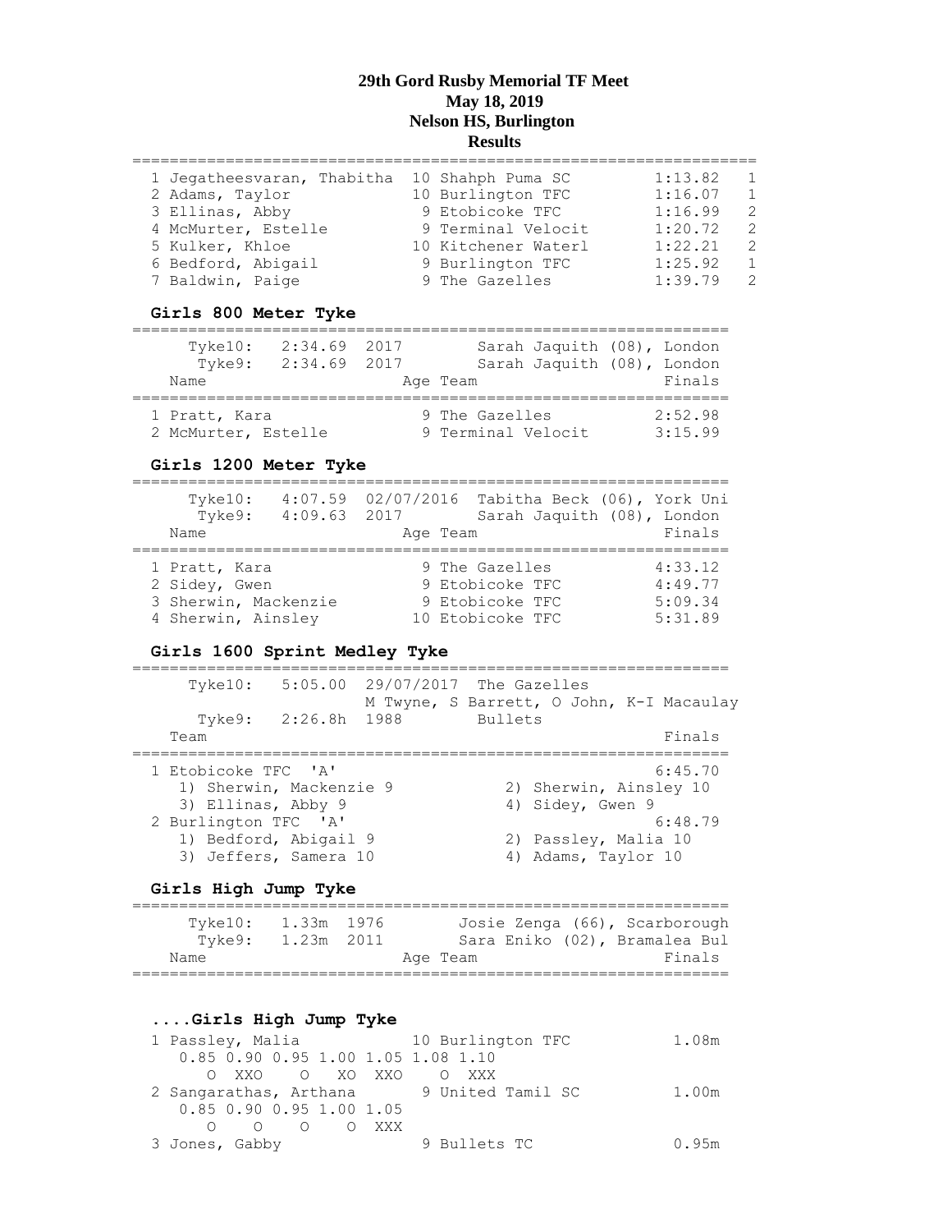# 29th Gord Rusby Memorial TF Meet
## May 18, 2019
## Nelson HS, Burlington
## Results

| Place | Name | Age | Team | Finals | Heat |
|---|---|---|---|---|---|
| 1 | Jegatheesvaran, Thabitha | 10 | Shahph Puma SC | 1:13.82 | 1 |
| 2 | Adams, Taylor | 10 | Burlington TFC | 1:16.07 | 1 |
| 3 | Ellinas, Abby | 9 | Etobicoke TFC | 1:16.99 | 2 |
| 4 | McMurter, Estelle | 9 | Terminal Velocit | 1:20.72 | 2 |
| 5 | Kulker, Khloe | 10 | Kitchener Waterl | 1:22.21 | 2 |
| 6 | Bedford, Abigail | 9 | Burlington TFC | 1:25.92 | 1 |
| 7 | Baldwin, Paige | 9 | The Gazelles | 1:39.79 | 2 |

### Girls 800 Meter Tyke

Tyke10: 2:34.69 2017 Sarah Jaquith (08), London
Tyke9: 2:34.69 2017 Sarah Jaquith (08), London

| Place | Name | Age | Team | Finals |
|---|---|---|---|---|
| 1 | Pratt, Kara | 9 | The Gazelles | 2:52.98 |
| 2 | McMurter, Estelle | 9 | Terminal Velocit | 3:15.99 |

### Girls 1200 Meter Tyke

Tyke10: 4:07.59 02/07/2016 Tabitha Beck (06), York Uni
Tyke9: 4:09.63 2017 Sarah Jaquith (08), London

| Place | Name | Age | Team | Finals |
|---|---|---|---|---|
| 1 | Pratt, Kara | 9 | The Gazelles | 4:33.12 |
| 2 | Sidey, Gwen | 9 | Etobicoke TFC | 4:49.77 |
| 3 | Sherwin, Mackenzie | 9 | Etobicoke TFC | 5:09.34 |
| 4 | Sherwin, Ainsley | 10 | Etobicoke TFC | 5:31.89 |

### Girls 1600 Sprint Medley Tyke

Tyke10: 5:05.00 29/07/2017 The Gazelles
M Twyne, S Barrett, O John, K-I Macaulay
Tyke9: 2:26.8h 1988 Bullets

| Place | Team | Finals |
|---|---|---|
| 1 | Etobicoke TFC 'A' | 6:45.70 |
| | 1) Sherwin, Mackenzie 9; 2) Sherwin, Ainsley 10; 3) Ellinas, Abby 9; 4) Sidey, Gwen 9 | |
| 2 | Burlington TFC 'A' | 6:48.79 |
| | 1) Bedford, Abigail 9; 2) Passley, Malia 10; 3) Jeffers, Samera 10; 4) Adams, Taylor 10 | |

### Girls High Jump Tyke

Tyke10: 1.33m 1976 Josie Zenga (66), Scarborough
Tyke9: 1.23m 2011 Sara Eniko (02), Bramalea Bul

### ....Girls High Jump Tyke

| Place | Name | Age | Team | Finals |
|---|---|---|---|---|
| 1 | Passley, Malia | 10 | Burlington TFC | 1.08m |
| 2 | Sangarathas, Arthana | 9 | United Tamil SC | 1.00m |
| 3 | Jones, Gabby | 9 | Bullets TC | 0.95m |

Passley, Malia:

| 0.85 | 0.90 | 0.95 | 1.00 | 1.05 | 1.08 | 1.10 |
|---|---|---|---|---|---|---|
| O | XXO | O | XO | XXO | O | XXX |

Sangarathas, Arthana:

| 0.85 | 0.90 | 0.95 | 1.00 | 1.05 |
|---|---|---|---|---|
| O | O | O | O | XXX |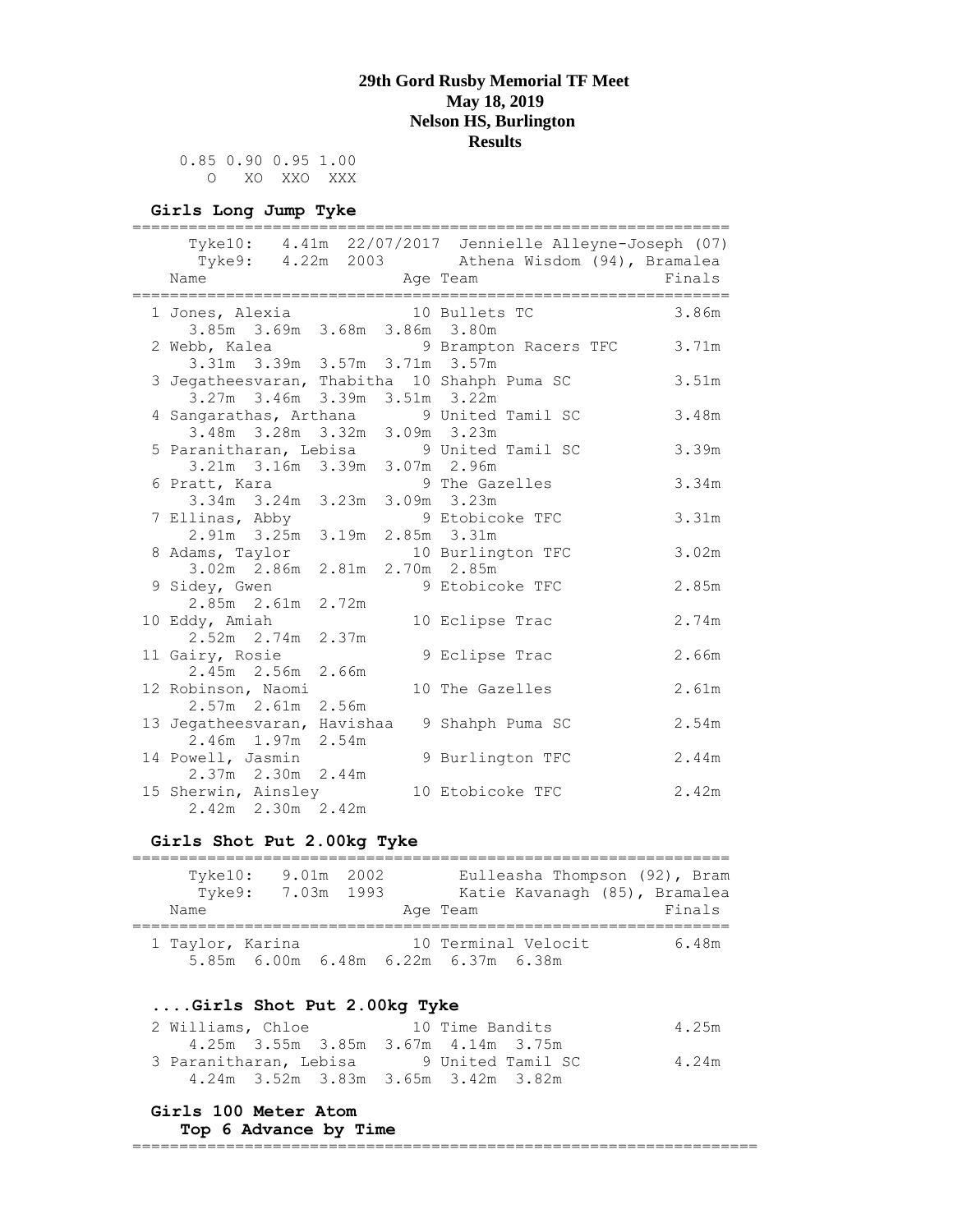**29th Gord Rusby Memorial TF Meet**
**May 18, 2019**
**Nelson HS, Burlington**
**Results**

```
  0.85 0.90 0.95 1.00
     O   XO  XXO  XXX
```

### Girls Long Jump Tyke

```
================================================================
     Tyke10:   4.41m  22/07/2017  Jennielle Alleyne-Joseph (07)
      Tyke9:   4.22m  2003        Athena Wisdom (94), Bramalea
   Name                    Age Team                     Finals
================================================================
  1 Jones, Alexia           10 Bullets TC                3.86m
     3.85m  3.69m  3.68m  3.86m  3.80m
  2 Webb, Kalea              9 Brampton Racers TFC       3.71m
     3.31m  3.39m  3.57m  3.71m  3.57m
  3 Jegatheesvaran, Thabitha  10 Shahph Puma SC          3.51m
     3.27m  3.46m  3.39m  3.51m  3.22m
  4 Sangarathas, Arthana     9 United Tamil SC           3.48m
     3.48m  3.28m  3.32m  3.09m  3.23m
  5 Paranitharan, Lebisa     9 United Tamil SC           3.39m
     3.21m  3.16m  3.39m  3.07m  2.96m
  6 Pratt, Kara              9 The Gazelles              3.34m
     3.34m  3.24m  3.23m  3.09m  3.23m
  7 Ellinas, Abby            9 Etobicoke TFC             3.31m
     2.91m  3.25m  3.19m  2.85m  3.31m
  8 Adams, Taylor           10 Burlington TFC            3.02m
     3.02m  2.86m  2.81m  2.70m  2.85m
  9 Sidey, Gwen              9 Etobicoke TFC             2.85m
     2.85m  2.61m  2.72m
 10 Eddy, Amiah             10 Eclipse Trac              2.74m
     2.52m  2.74m  2.37m
 11 Gairy, Rosie             9 Eclipse Trac              2.66m
     2.45m  2.56m  2.66m
 12 Robinson, Naomi         10 The Gazelles              2.61m
     2.57m  2.61m  2.56m
 13 Jegatheesvaran, Havishaa   9 Shahph Puma SC          2.54m
     2.46m  1.97m  2.54m
 14 Powell, Jasmin           9 Burlington TFC            2.44m
     2.37m  2.30m  2.44m
 15 Sherwin, Ainsley        10 Etobicoke TFC             2.42m
     2.42m  2.30m  2.42m
```

### Girls Shot Put 2.00kg Tyke

```
================================================================
     Tyke10:   9.01m  2002        Eulleasha Thompson (92), Bram
      Tyke9:   7.03m  1993        Katie Kavanagh (85), Bramalea
   Name                    Age Team                     Finals
================================================================
  1 Taylor, Karina          10 Terminal Velocit          6.48m
     5.85m  6.00m  6.48m  6.22m  6.37m  6.38m
```

### ....Girls Shot Put 2.00kg Tyke

```
  2 Williams, Chloe         10 Time Bandits              4.25m
     4.25m  3.55m  3.85m  3.67m  4.14m  3.75m
  3 Paranitharan, Lebisa     9 United Tamil SC           4.24m
     4.24m  3.52m  3.83m  3.65m  3.42m  3.82m
```

### Girls 100 Meter Atom
**Top 6 Advance by Time**

```
===================================================================
```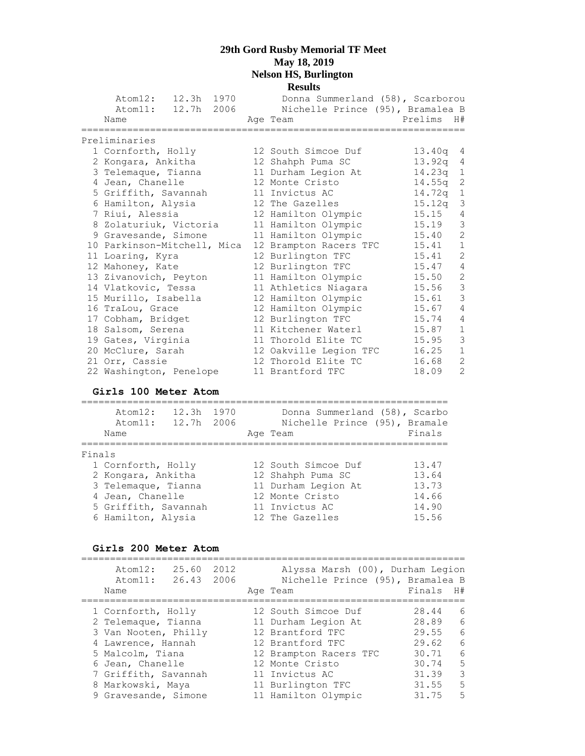# 29th Gord Rusby Memorial TF Meet
**May 18, 2019**
**Nelson HS, Burlington**
**Results**

Atom12: 12.3h 1970 Donna Summerland (58), Scarborou
Atom11: 12.7h 2006 Nichelle Prince (95), Bramalea B

Preliminaries

| | Name | Age | Team | Prelims | H# |
|---|---|---|---|---|---|
| 1 | Cornforth, Holly | 12 | South Simcoe Duf | 13.40q | 4 |
| 2 | Kongara, Ankitha | 12 | Shahph Puma SC | 13.92q | 4 |
| 3 | Telemaque, Tianna | 11 | Durham Legion At | 14.23q | 1 |
| 4 | Jean, Chanelle | 12 | Monte Cristo | 14.55q | 2 |
| 5 | Griffith, Savannah | 11 | Invictus AC | 14.72q | 1 |
| 6 | Hamilton, Alysia | 12 | The Gazelles | 15.12q | 3 |
| 7 | Riui, Alessia | 12 | Hamilton Olympic | 15.15 | 4 |
| 8 | Zolaturiuk, Victoria | 11 | Hamilton Olympic | 15.19 | 3 |
| 9 | Gravesande, Simone | 11 | Hamilton Olympic | 15.40 | 2 |
| 10 | Parkinson-Mitchell, Mica | 12 | Brampton Racers TFC | 15.41 | 1 |
| 11 | Loaring, Kyra | 12 | Burlington TFC | 15.41 | 2 |
| 12 | Mahoney, Kate | 12 | Burlington TFC | 15.47 | 4 |
| 13 | Zivanovich, Peyton | 11 | Hamilton Olympic | 15.50 | 2 |
| 14 | Vlatkovic, Tessa | 11 | Athletics Niagara | 15.56 | 3 |
| 15 | Murillo, Isabella | 12 | Hamilton Olympic | 15.61 | 3 |
| 16 | TraLou, Grace | 12 | Hamilton Olympic | 15.67 | 4 |
| 17 | Cobham, Bridget | 12 | Burlington TFC | 15.74 | 4 |
| 18 | Salsom, Serena | 11 | Kitchener Waterl | 15.87 | 1 |
| 19 | Gates, Virginia | 11 | Thorold Elite TC | 15.95 | 3 |
| 20 | McClure, Sarah | 12 | Oakville Legion TFC | 16.25 | 1 |
| 21 | Orr, Cassie | 12 | Thorold Elite TC | 16.68 | 2 |
| 22 | Washington, Penelope | 11 | Brantford TFC | 18.09 | 2 |

## Girls 100 Meter Atom

Atom12: 12.3h 1970 Donna Summerland (58), Scarbo
Atom11: 12.7h 2006 Nichelle Prince (95), Bramale

Finals

| | Name | Age | Team | Finals |
|---|---|---|---|---|
| 1 | Cornforth, Holly | 12 | South Simcoe Duf | 13.47 |
| 2 | Kongara, Ankitha | 12 | Shahph Puma SC | 13.64 |
| 3 | Telemaque, Tianna | 11 | Durham Legion At | 13.73 |
| 4 | Jean, Chanelle | 12 | Monte Cristo | 14.66 |
| 5 | Griffith, Savannah | 11 | Invictus AC | 14.90 |
| 6 | Hamilton, Alysia | 12 | The Gazelles | 15.56 |

## Girls 200 Meter Atom

Atom12: 25.60 2012 Alyssa Marsh (00), Durham Legion
Atom11: 26.43 2006 Nichelle Prince (95), Bramalea B

| | Name | Age | Team | Finals | H# |
|---|---|---|---|---|---|
| 1 | Cornforth, Holly | 12 | South Simcoe Duf | 28.44 | 6 |
| 2 | Telemaque, Tianna | 11 | Durham Legion At | 28.89 | 6 |
| 3 | Van Nooten, Philly | 12 | Brantford TFC | 29.55 | 6 |
| 4 | Lawrence, Hannah | 12 | Brantford TFC | 29.62 | 6 |
| 5 | Malcolm, Tiana | 12 | Brampton Racers TFC | 30.71 | 6 |
| 6 | Jean, Chanelle | 12 | Monte Cristo | 30.74 | 5 |
| 7 | Griffith, Savannah | 11 | Invictus AC | 31.39 | 3 |
| 8 | Markowski, Maya | 11 | Burlington TFC | 31.55 | 5 |
| 9 | Gravesande, Simone | 11 | Hamilton Olympic | 31.75 | 5 |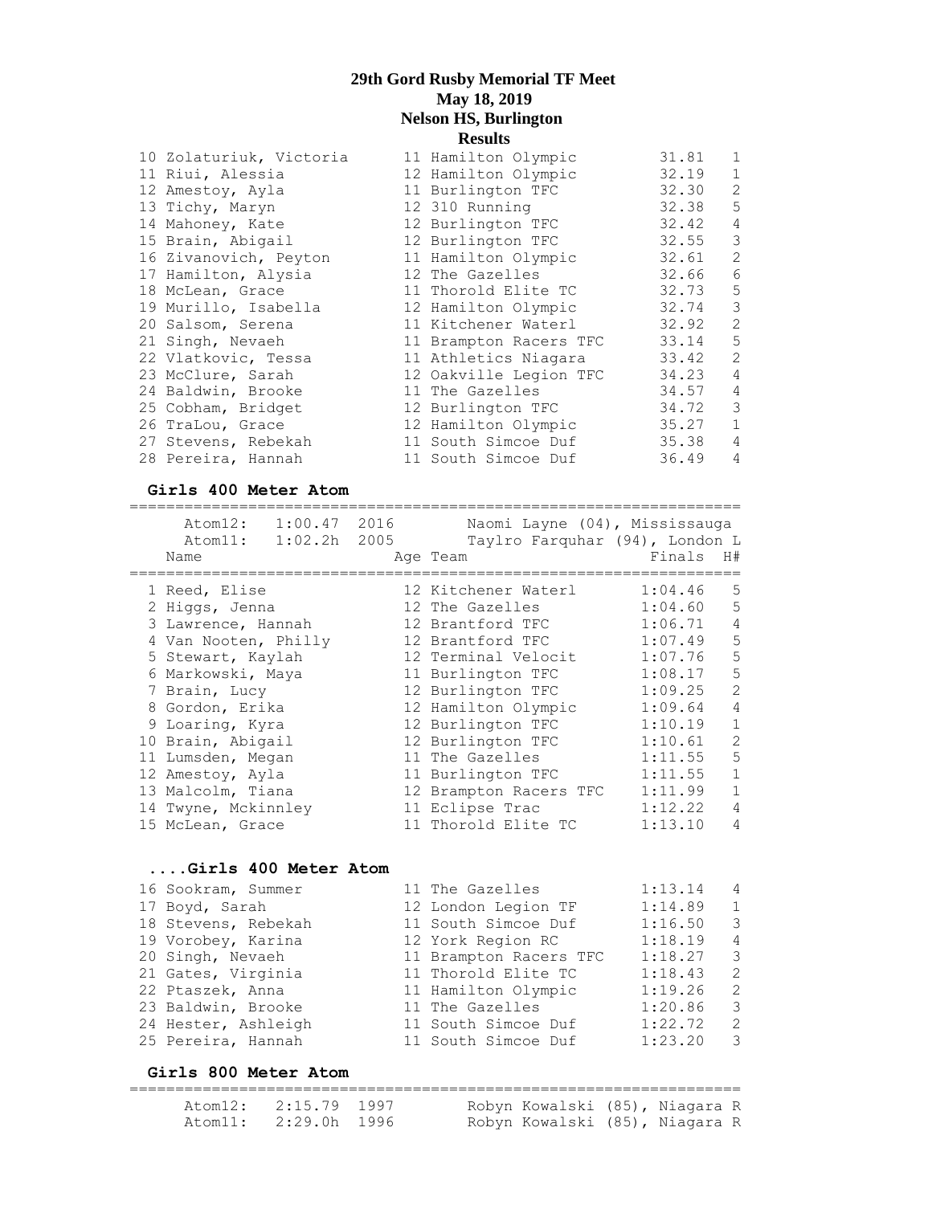**29th Gord Rusby Memorial TF Meet**
**May 18, 2019**
**Nelson HS, Burlington**
**Results**

| Place | Name | Age | Team | Finals | H# |
|---|---|---|---|---|---|
| 10 | Zolaturiuk, Victoria | 11 | Hamilton Olympic | 31.81 | 1 |
| 11 | Riui, Alessia | 12 | Hamilton Olympic | 32.19 | 1 |
| 12 | Amestoy, Ayla | 11 | Burlington TFC | 32.30 | 2 |
| 13 | Tichy, Maryn | 12 | 310 Running | 32.38 | 5 |
| 14 | Mahoney, Kate | 12 | Burlington TFC | 32.42 | 4 |
| 15 | Brain, Abigail | 12 | Burlington TFC | 32.55 | 3 |
| 16 | Zivanovich, Peyton | 11 | Hamilton Olympic | 32.61 | 2 |
| 17 | Hamilton, Alysia | 12 | The Gazelles | 32.66 | 6 |
| 18 | McLean, Grace | 11 | Thorold Elite TC | 32.73 | 5 |
| 19 | Murillo, Isabella | 12 | Hamilton Olympic | 32.74 | 3 |
| 20 | Salsom, Serena | 11 | Kitchener Waterl | 32.92 | 2 |
| 21 | Singh, Nevaeh | 11 | Brampton Racers TFC | 33.14 | 5 |
| 22 | Vlatkovic, Tessa | 11 | Athletics Niagara | 33.42 | 2 |
| 23 | McClure, Sarah | 12 | Oakville Legion TFC | 34.23 | 4 |
| 24 | Baldwin, Brooke | 11 | The Gazelles | 34.57 | 4 |
| 25 | Cobham, Bridget | 12 | Burlington TFC | 34.72 | 3 |
| 26 | TraLou, Grace | 12 | Hamilton Olympic | 35.27 | 1 |
| 27 | Stevens, Rebekah | 11 | South Simcoe Duf | 35.38 | 4 |
| 28 | Pereira, Hannah | 11 | South Simcoe Duf | 36.49 | 4 |

**Girls 400 Meter Atom**

Atom12: 1:00.47 2016 Naomi Layne (04), Mississauga
Atom11: 1:02.2h 2005 Taylro Farquhar (94), London L

| Place | Name | Age | Team | Finals | H# |
|---|---|---|---|---|---|
| 1 | Reed, Elise | 12 | Kitchener Waterl | 1:04.46 | 5 |
| 2 | Higgs, Jenna | 12 | The Gazelles | 1:04.60 | 5 |
| 3 | Lawrence, Hannah | 12 | Brantford TFC | 1:06.71 | 4 |
| 4 | Van Nooten, Philly | 12 | Brantford TFC | 1:07.49 | 5 |
| 5 | Stewart, Kaylah | 12 | Terminal Velocit | 1:07.76 | 5 |
| 6 | Markowski, Maya | 11 | Burlington TFC | 1:08.17 | 5 |
| 7 | Brain, Lucy | 12 | Burlington TFC | 1:09.25 | 2 |
| 8 | Gordon, Erika | 12 | Hamilton Olympic | 1:09.64 | 4 |
| 9 | Loaring, Kyra | 12 | Burlington TFC | 1:10.19 | 1 |
| 10 | Brain, Abigail | 12 | Burlington TFC | 1:10.61 | 2 |
| 11 | Lumsden, Megan | 11 | The Gazelles | 1:11.55 | 5 |
| 12 | Amestoy, Ayla | 11 | Burlington TFC | 1:11.55 | 1 |
| 13 | Malcolm, Tiana | 12 | Brampton Racers TFC | 1:11.99 | 1 |
| 14 | Twyne, Mckinnley | 11 | Eclipse Trac | 1:12.22 | 4 |
| 15 | McLean, Grace | 11 | Thorold Elite TC | 1:13.10 | 4 |
| 16 | Sookram, Summer | 11 | The Gazelles | 1:13.14 | 4 |
| 17 | Boyd, Sarah | 12 | London Legion TF | 1:14.89 | 1 |
| 18 | Stevens, Rebekah | 11 | South Simcoe Duf | 1:16.50 | 3 |
| 19 | Vorobey, Karina | 12 | York Region RC | 1:18.19 | 4 |
| 20 | Singh, Nevaeh | 11 | Brampton Racers TFC | 1:18.27 | 3 |
| 21 | Gates, Virginia | 11 | Thorold Elite TC | 1:18.43 | 2 |
| 22 | Ptaszek, Anna | 11 | Hamilton Olympic | 1:19.26 | 2 |
| 23 | Baldwin, Brooke | 11 | The Gazelles | 1:20.86 | 3 |
| 24 | Hester, Ashleigh | 11 | South Simcoe Duf | 1:22.72 | 2 |
| 25 | Pereira, Hannah | 11 | South Simcoe Duf | 1:23.20 | 3 |

**Girls 800 Meter Atom**

Atom12: 2:15.79 1997 Robyn Kowalski (85), Niagara R
Atom11: 2:29.0h 1996 Robyn Kowalski (85), Niagara R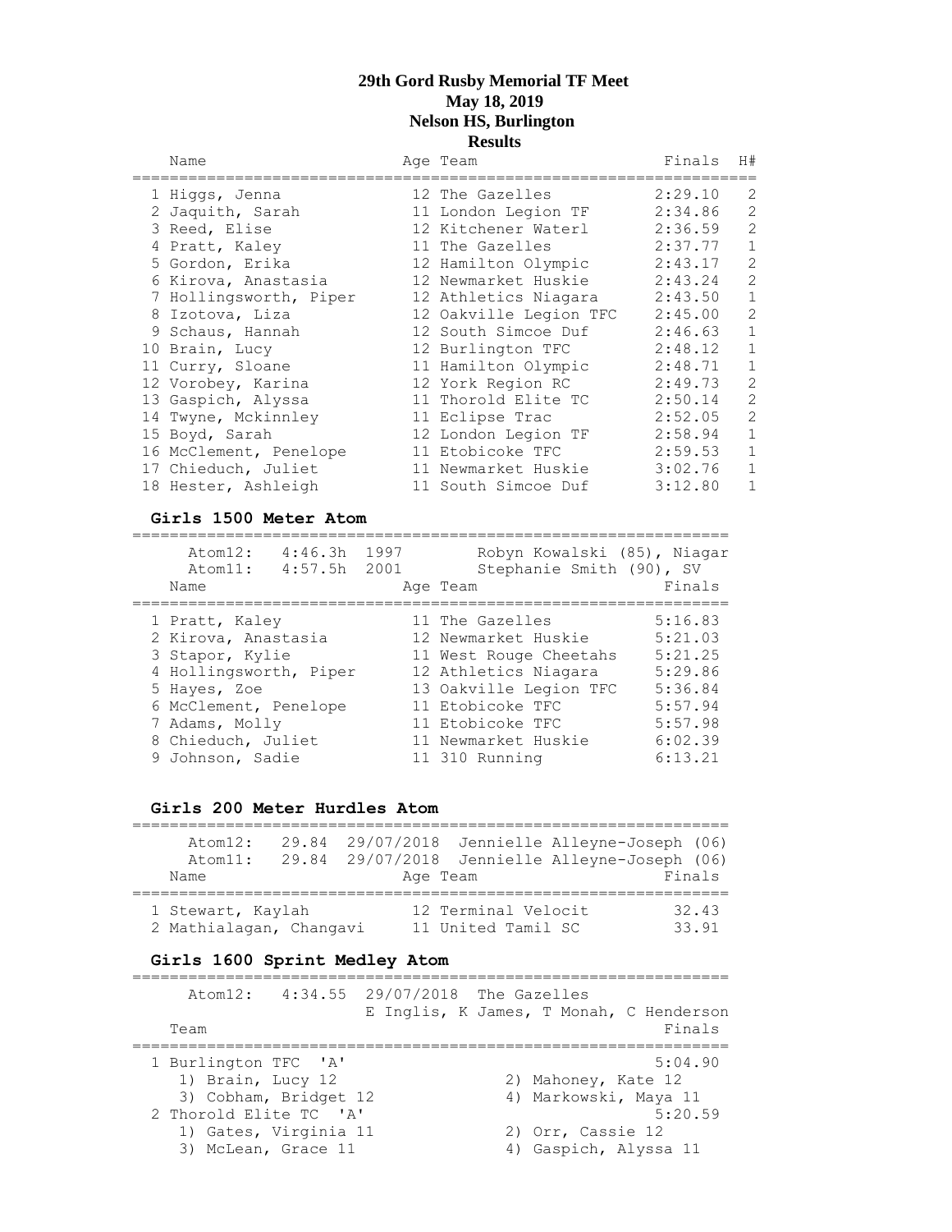# 29th Gord Rusby Memorial TF Meet
## May 18, 2019
## Nelson HS, Burlington
## Results

| Name | Age | Team | Finals | H# |
|---|---|---|---|---|
| 1 Higgs, Jenna | 12 | The Gazelles | 2:29.10 | 2 |
| 2 Jaquith, Sarah | 11 | London Legion TF | 2:34.86 | 2 |
| 3 Reed, Elise | 12 | Kitchener Waterl | 2:36.59 | 2 |
| 4 Pratt, Kaley | 11 | The Gazelles | 2:37.77 | 1 |
| 5 Gordon, Erika | 12 | Hamilton Olympic | 2:43.17 | 2 |
| 6 Kirova, Anastasia | 12 | Newmarket Huskie | 2:43.24 | 2 |
| 7 Hollingsworth, Piper | 12 | Athletics Niagara | 2:43.50 | 1 |
| 8 Izotova, Liza | 12 | Oakville Legion TFC | 2:45.00 | 2 |
| 9 Schaus, Hannah | 12 | South Simcoe Duf | 2:46.63 | 1 |
| 10 Brain, Lucy | 12 | Burlington TFC | 2:48.12 | 1 |
| 11 Curry, Sloane | 11 | Hamilton Olympic | 2:48.71 | 1 |
| 12 Vorobey, Karina | 12 | York Region RC | 2:49.73 | 2 |
| 13 Gaspich, Alyssa | 11 | Thorold Elite TC | 2:50.14 | 2 |
| 14 Twyne, Mckinnley | 11 | Eclipse Trac | 2:52.05 | 2 |
| 15 Boyd, Sarah | 12 | London Legion TF | 2:58.94 | 1 |
| 16 McClement, Penelope | 11 | Etobicoke TFC | 2:59.53 | 1 |
| 17 Chieduch, Juliet | 11 | Newmarket Huskie | 3:02.76 | 1 |
| 18 Hester, Ashleigh | 11 | South Simcoe Duf | 3:12.80 | 1 |

### Girls 1500 Meter Atom

Atom12: 4:46.3h 1997 Robyn Kowalski (85), Niagar
Atom11: 4:57.5h 2001 Stephanie Smith (90), SV

| Name | Age | Team | Finals |
|---|---|---|---|
| 1 Pratt, Kaley | 11 | The Gazelles | 5:16.83 |
| 2 Kirova, Anastasia | 12 | Newmarket Huskie | 5:21.03 |
| 3 Stapor, Kylie | 11 | West Rouge Cheetahs | 5:21.25 |
| 4 Hollingsworth, Piper | 12 | Athletics Niagara | 5:29.86 |
| 5 Hayes, Zoe | 13 | Oakville Legion TFC | 5:36.84 |
| 6 McClement, Penelope | 11 | Etobicoke TFC | 5:57.94 |
| 7 Adams, Molly | 11 | Etobicoke TFC | 5:57.98 |
| 8 Chieduch, Juliet | 11 | Newmarket Huskie | 6:02.39 |
| 9 Johnson, Sadie | 11 | 310 Running | 6:13.21 |

### Girls 200 Meter Hurdles Atom

Atom12: 29.84 29/07/2018 Jennielle Alleyne-Joseph (06)
Atom11: 29.84 29/07/2018 Jennielle Alleyne-Joseph (06)

| Name | Age | Team | Finals |
|---|---|---|---|
| 1 Stewart, Kaylah | 12 | Terminal Velocit | 32.43 |
| 2 Mathialagan, Changavi | 11 | United Tamil SC | 33.91 |

### Girls 1600 Sprint Medley Atom

Atom12: 4:34.55 29/07/2018 The Gazelles
E Inglis, K James, T Monah, C Henderson

| Team | Finals |
|---|---|
| 1 Burlington TFC 'A' | 5:04.90 |
| 1) Brain, Lucy 12; 2) Mahoney, Kate 12; 3) Cobham, Bridget 12; 4) Markowski, Maya 11 | |
| 2 Thorold Elite TC 'A' | 5:20.59 |
| 1) Gates, Virginia 11; 2) Orr, Cassie 12; 3) McLean, Grace 11; 4) Gaspich, Alyssa 11 | |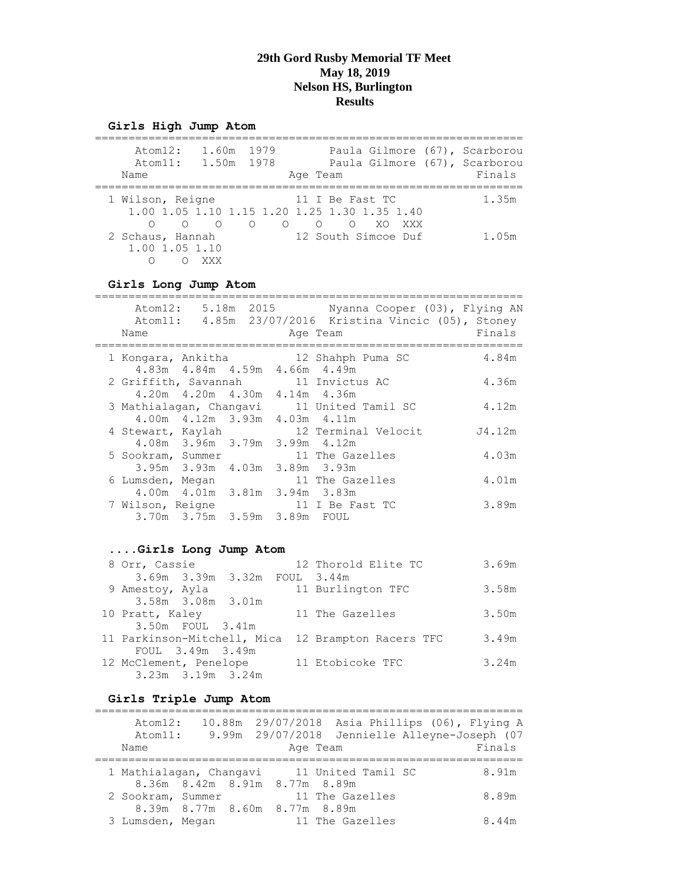**29th Gord Rusby Memorial TF Meet**
**May 18, 2019**
**Nelson HS, Burlington**
**Results**

### Girls High Jump Atom

```
================================================================
     Atom12:   1.60m  1979        Paula Gilmore (67), Scarborou
     Atom11:   1.50m  1978        Paula Gilmore (67), Scarborou
   Name                    Age Team                      Finals
================================================================
  1 Wilson, Reigne          11 I Be Fast TC               1.35m
     1.00 1.05 1.10 1.15 1.20 1.25 1.30 1.35 1.40
        O    O    O    O    O    O    O   XO  XXX
  2 Schaus, Hannah          12 South Simcoe Duf           1.05m
     1.00 1.05 1.10
        O    O  XXX
```

### Girls Long Jump Atom

```
================================================================
     Atom12:   5.18m  2015        Nyanna Cooper (03), Flying AN
     Atom11:   4.85m  23/07/2016  Kristina Vincic (05), Stoney
   Name                    Age Team                      Finals
================================================================
  1 Kongara, Ankitha        12 Shahph Puma SC             4.84m
      4.83m  4.84m  4.59m  4.66m  4.49m
  2 Griffith, Savannah      11 Invictus AC                4.36m
      4.20m  4.20m  4.30m  4.14m  4.36m
  3 Mathialagan, Changavi   11 United Tamil SC            4.12m
      4.00m  4.12m  3.93m  4.03m  4.11m
  4 Stewart, Kaylah         12 Terminal Velocit          J4.12m
      4.08m  3.96m  3.79m  3.99m  4.12m
  5 Sookram, Summer         11 The Gazelles               4.03m
      3.95m  3.93m  4.03m  3.89m  3.93m
  6 Lumsden, Megan          11 The Gazelles               4.01m
      4.00m  4.01m  3.81m  3.94m  3.83m
  7 Wilson, Reigne          11 I Be Fast TC               3.89m
      3.70m  3.75m  3.59m  3.89m  FOUL
```

### ....Girls Long Jump Atom

```
  8 Orr, Cassie             12 Thorold Elite TC           3.69m
      3.69m  3.39m  3.32m  FOUL  3.44m
  9 Amestoy, Ayla           11 Burlington TFC             3.58m
      3.58m  3.08m  3.01m
 10 Pratt, Kaley            11 The Gazelles               3.50m
      3.50m  FOUL  3.41m
 11 Parkinson-Mitchell, Mica  12 Brampton Racers TFC      3.49m
      FOUL  3.49m  3.49m
 12 McClement, Penelope     11 Etobicoke TFC              3.24m
      3.23m  3.19m  3.24m
```

### Girls Triple Jump Atom

```
================================================================
     Atom12:   10.88m  29/07/2018  Asia Phillips (06), Flying A
     Atom11:    9.99m  29/07/2018  Jennielle Alleyne-Joseph (07
   Name                    Age Team                      Finals
================================================================
  1 Mathialagan, Changavi   11 United Tamil SC            8.91m
      8.36m  8.42m  8.91m  8.77m  8.89m
  2 Sookram, Summer         11 The Gazelles               8.89m
      8.39m  8.77m  8.60m  8.77m  8.89m
  3 Lumsden, Megan          11 The Gazelles               8.44m
```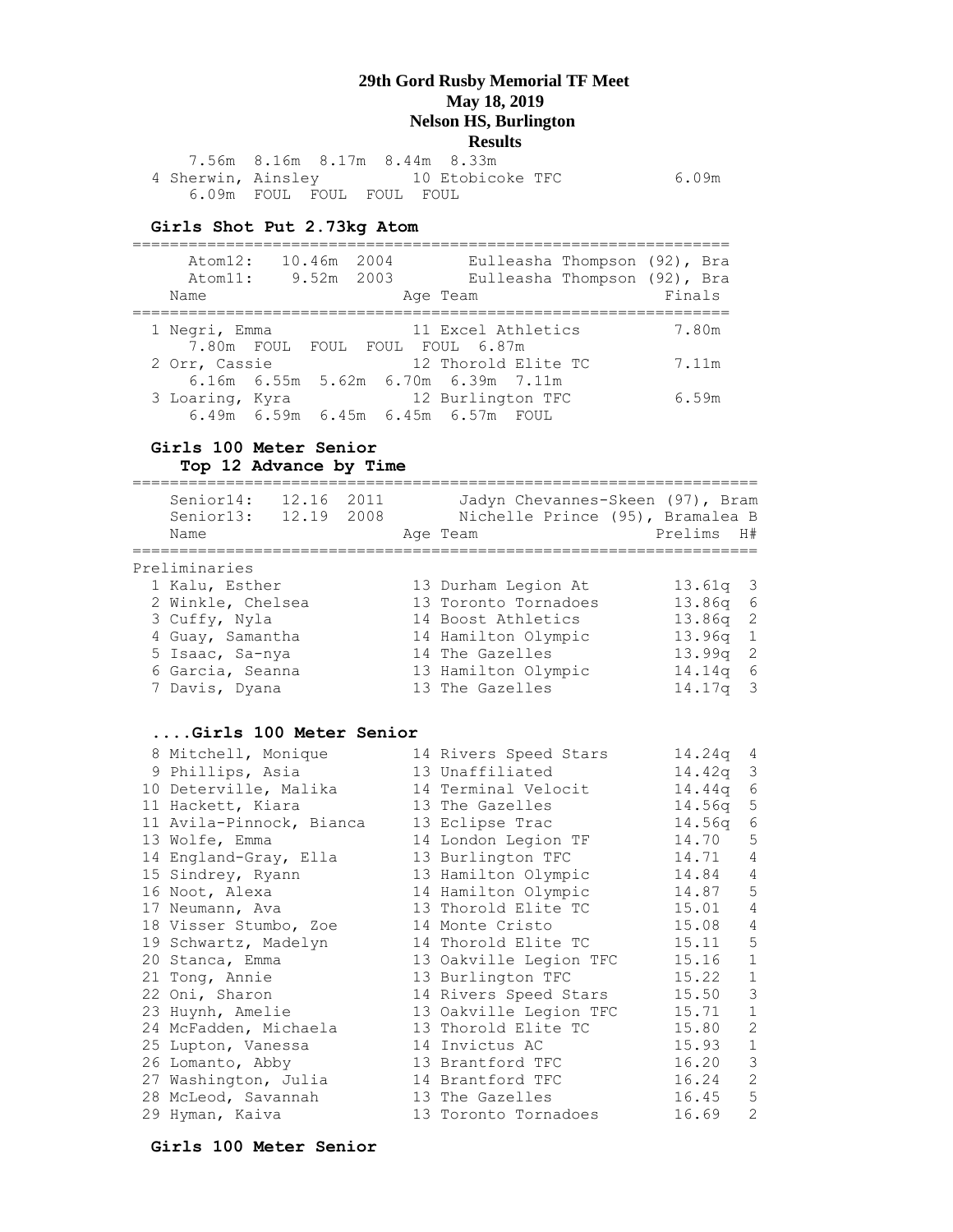# 29th Gord Rusby Memorial TF Meet
## May 18, 2019
## Nelson HS, Burlington
## Results

```
     7.56m  8.16m  8.17m  8.44m  8.33m
  4 Sherwin, Ainsley         10 Etobicoke TFC           6.09m
     6.09m  FOUL  FOUL  FOUL  FOUL
```

### Girls Shot Put 2.73kg Atom

```
================================================================
     Atom12:   10.46m  2004        Eulleasha Thompson (92), Bra
     Atom11:    9.52m  2003        Eulleasha Thompson (92), Bra
   Name                    Age Team                    Finals
================================================================
  1 Negri, Emma              11 Excel Athletics          7.80m
     7.80m  FOUL  FOUL  FOUL  FOUL  6.87m
  2 Orr, Cassie              12 Thorold Elite TC         7.11m
     6.16m  6.55m  5.62m  6.70m  6.39m  7.11m
  3 Loaring, Kyra            12 Burlington TFC           6.59m
     6.49m  6.59m  6.45m  6.45m  6.57m  FOUL
```

### Girls 100 Meter Senior
#### Top 12 Advance by Time

```
===================================================================
   Senior14:   12.16  2011        Jadyn Chevannes-Skeen (97), Bram
   Senior13:   12.19  2008        Nichelle Prince (95), Bramalea B
   Name                    Age Team                    Prelims  H#
===================================================================
Preliminaries
  1 Kalu, Esther             13 Durham Legion At         13.61q  3
  2 Winkle, Chelsea          13 Toronto Tornadoes        13.86q  6
  3 Cuffy, Nyla              14 Boost Athletics          13.86q  2
  4 Guay, Samantha           14 Hamilton Olympic         13.96q  1
  5 Isaac, Sa-nya            14 The Gazelles             13.99q  2
  6 Garcia, Seanna           13 Hamilton Olympic         14.14q  6
  7 Davis, Dyana             13 The Gazelles             14.17q  3
```

### ....Girls 100 Meter Senior

```
  8 Mitchell, Monique        14 Rivers Speed Stars       14.24q  4
  9 Phillips, Asia           13 Unaffiliated             14.42q  3
 10 Deterville, Malika       14 Terminal Velocit         14.44q  6
 11 Hackett, Kiara           13 The Gazelles             14.56q  5
 11 Avila-Pinnock, Bianca    13 Eclipse Trac             14.56q  6
 13 Wolfe, Emma              14 London Legion TF         14.70   5
 14 England-Gray, Ella       13 Burlington TFC           14.71   4
 15 Sindrey, Ryann           13 Hamilton Olympic         14.84   4
 16 Noot, Alexa              14 Hamilton Olympic         14.87   5
 17 Neumann, Ava             13 Thorold Elite TC         15.01   4
 18 Visser Stumbo, Zoe       14 Monte Cristo             15.08   4
 19 Schwartz, Madelyn        14 Thorold Elite TC         15.11   5
 20 Stanca, Emma             13 Oakville Legion TFC      15.16   1
 21 Tong, Annie              13 Burlington TFC           15.22   1
 22 Oni, Sharon              14 Rivers Speed Stars       15.50   3
 23 Huynh, Amelie            13 Oakville Legion TFC      15.71   1
 24 McFadden, Michaela       13 Thorold Elite TC         15.80   2
 25 Lupton, Vanessa          14 Invictus AC              15.93   1
 26 Lomanto, Abby            13 Brantford TFC            16.20   3
 27 Washington, Julia        14 Brantford TFC            16.24   2
 28 McLeod, Savannah         13 The Gazelles             16.45   5
 29 Hyman, Kaiva             13 Toronto Tornadoes        16.69   2
```

### Girls 100 Meter Senior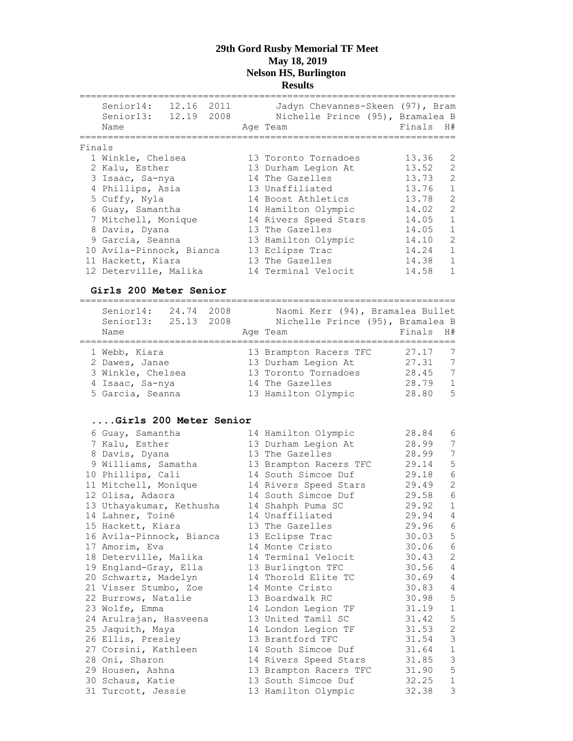# 29th Gord Rusby Memorial TF Meet
# May 18, 2019
# Nelson HS, Burlington
# Results

| | Name | Age | Team | Finals | H# |
|---|---|---|---|---|---|
| Senior14: 12.16 2011 | Jadyn Chevannes-Skeen (97), Bram | | | | |
| Senior13: 12.19 2008 | Nichelle Prince (95), Bramalea B | | | | |
| **Finals** | | | | | |
| 1 | Winkle, Chelsea | 13 | Toronto Tornadoes | 13.36 | 2 |
| 2 | Kalu, Esther | 13 | Durham Legion At | 13.52 | 2 |
| 3 | Isaac, Sa-nya | 14 | The Gazelles | 13.73 | 2 |
| 4 | Phillips, Asia | 13 | Unaffiliated | 13.76 | 1 |
| 5 | Cuffy, Nyla | 14 | Boost Athletics | 13.78 | 2 |
| 6 | Guay, Samantha | 14 | Hamilton Olympic | 14.02 | 2 |
| 7 | Mitchell, Monique | 14 | Rivers Speed Stars | 14.05 | 1 |
| 8 | Davis, Dyana | 13 | The Gazelles | 14.05 | 1 |
| 9 | Garcia, Seanna | 13 | Hamilton Olympic | 14.10 | 2 |
| 10 | Avila-Pinnock, Bianca | 13 | Eclipse Trac | 14.24 | 1 |
| 11 | Hackett, Kiara | 13 | The Gazelles | 14.38 | 1 |
| 12 | Deterville, Malika | 14 | Terminal Velocit | 14.58 | 1 |

## Girls 200 Meter Senior

| | Name | Age | Team | Finals | H# |
|---|---|---|---|---|---|
| Senior14: 24.74 2008 | Naomi Kerr (94), Bramalea Bullet | | | | |
| Senior13: 25.13 2008 | Nichelle Prince (95), Bramalea B | | | | |
| 1 | Webb, Kiara | 13 | Brampton Racers TFC | 27.17 | 7 |
| 2 | Dawes, Janae | 13 | Durham Legion At | 27.31 | 7 |
| 3 | Winkle, Chelsea | 13 | Toronto Tornadoes | 28.45 | 7 |
| 4 | Isaac, Sa-nya | 14 | The Gazelles | 28.79 | 1 |
| 5 | Garcia, Seanna | 13 | Hamilton Olympic | 28.80 | 5 |
| 6 | Guay, Samantha | 14 | Hamilton Olympic | 28.84 | 6 |
| 7 | Kalu, Esther | 13 | Durham Legion At | 28.99 | 7 |
| 8 | Davis, Dyana | 13 | The Gazelles | 28.99 | 7 |
| 9 | Williams, Samatha | 13 | Brampton Racers TFC | 29.14 | 5 |
| 10 | Phillips, Cali | 14 | South Simcoe Duf | 29.18 | 6 |
| 11 | Mitchell, Monique | 14 | Rivers Speed Stars | 29.49 | 2 |
| 12 | Olisa, Adaora | 14 | South Simcoe Duf | 29.58 | 6 |
| 13 | Uthayakumar, Kethusha | 14 | Shahph Puma SC | 29.92 | 1 |
| 14 | Lahner, Toiné | 14 | Unaffiliated | 29.94 | 4 |
| 15 | Hackett, Kiara | 13 | The Gazelles | 29.96 | 6 |
| 16 | Avila-Pinnock, Bianca | 13 | Eclipse Trac | 30.03 | 5 |
| 17 | Amorim, Eva | 14 | Monte Cristo | 30.06 | 6 |
| 18 | Deterville, Malika | 14 | Terminal Velocit | 30.43 | 2 |
| 19 | England-Gray, Ella | 13 | Burlington TFC | 30.56 | 4 |
| 20 | Schwartz, Madelyn | 14 | Thorold Elite TC | 30.69 | 4 |
| 21 | Visser Stumbo, Zoe | 14 | Monte Cristo | 30.83 | 4 |
| 22 | Burrows, Natalie | 13 | Boardwalk RC | 30.98 | 5 |
| 23 | Wolfe, Emma | 14 | London Legion TF | 31.19 | 1 |
| 24 | Arulrajan, Hasveena | 13 | United Tamil SC | 31.42 | 5 |
| 25 | Jaquith, Maya | 14 | London Legion TF | 31.53 | 2 |
| 26 | Ellis, Presley | 13 | Brantford TFC | 31.54 | 3 |
| 27 | Corsini, Kathleen | 14 | South Simcoe Duf | 31.64 | 1 |
| 28 | Oni, Sharon | 14 | Rivers Speed Stars | 31.85 | 3 |
| 29 | Housen, Ashna | 13 | Brampton Racers TFC | 31.90 | 5 |
| 30 | Schaus, Katie | 13 | South Simcoe Duf | 32.25 | 1 |
| 31 | Turcott, Jessie | 13 | Hamilton Olympic | 32.38 | 3 |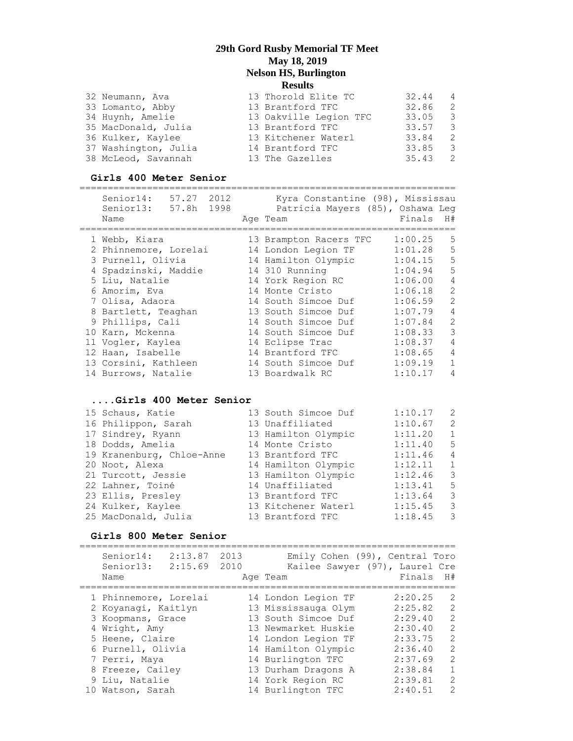# 29th Gord Rusby Memorial TF Meet
## May 18, 2019
## Nelson HS, Burlington
## Results

| Name | Age | Team | Finals | H# |
|---|---|---|---|---|
| 32 Neumann, Ava | 13 | Thorold Elite TC | 32.44 | 4 |
| 33 Lomanto, Abby | 13 | Brantford TFC | 32.86 | 2 |
| 34 Huynh, Amelie | 13 | Oakville Legion TFC | 33.05 | 3 |
| 35 MacDonald, Julia | 13 | Brantford TFC | 33.57 | 3 |
| 36 Kulker, Kaylee | 13 | Kitchener Waterl | 33.84 | 2 |
| 37 Washington, Julia | 14 | Brantford TFC | 33.85 | 3 |
| 38 McLeod, Savannah | 13 | The Gazelles | 35.43 | 2 |

### Girls 400 Meter Senior

Senior14: 57.27 2012 Kyra Constantine (98), Mississau
Senior13: 57.8h 1998 Patricia Mayers (85), Oshawa Leg

| Name | Age | Team | Finals | H# |
|---|---|---|---|---|
| 1 Webb, Kiara | 13 | Brampton Racers TFC | 1:00.25 | 5 |
| 2 Phinnemore, Lorelai | 14 | London Legion TF | 1:01.28 | 5 |
| 3 Purnell, Olivia | 14 | Hamilton Olympic | 1:04.15 | 5 |
| 4 Spadzinski, Maddie | 14 | 310 Running | 1:04.94 | 5 |
| 5 Liu, Natalie | 14 | York Region RC | 1:06.00 | 4 |
| 6 Amorim, Eva | 14 | Monte Cristo | 1:06.18 | 2 |
| 7 Olisa, Adaora | 14 | South Simcoe Duf | 1:06.59 | 2 |
| 8 Bartlett, Teaghan | 13 | South Simcoe Duf | 1:07.79 | 4 |
| 9 Phillips, Cali | 14 | South Simcoe Duf | 1:07.84 | 2 |
| 10 Karn, Mckenna | 14 | South Simcoe Duf | 1:08.33 | 3 |
| 11 Vogler, Kaylea | 14 | Eclipse Trac | 1:08.37 | 4 |
| 12 Haan, Isabelle | 14 | Brantford TFC | 1:08.65 | 4 |
| 13 Corsini, Kathleen | 14 | South Simcoe Duf | 1:09.19 | 1 |
| 14 Burrows, Natalie | 13 | Boardwalk RC | 1:10.17 | 4 |
| 15 Schaus, Katie | 13 | South Simcoe Duf | 1:10.17 | 2 |
| 16 Philippon, Sarah | 13 | Unaffiliated | 1:10.67 | 2 |
| 17 Sindrey, Ryann | 13 | Hamilton Olympic | 1:11.20 | 1 |
| 18 Dodds, Amelia | 14 | Monte Cristo | 1:11.40 | 5 |
| 19 Kranenburg, Chloe-Anne | 13 | Brantford TFC | 1:11.46 | 4 |
| 20 Noot, Alexa | 14 | Hamilton Olympic | 1:12.11 | 1 |
| 21 Turcott, Jessie | 13 | Hamilton Olympic | 1:12.46 | 3 |
| 22 Lahner, Toiné | 14 | Unaffiliated | 1:13.41 | 5 |
| 23 Ellis, Presley | 13 | Brantford TFC | 1:13.64 | 3 |
| 24 Kulker, Kaylee | 13 | Kitchener Waterl | 1:15.45 | 3 |
| 25 MacDonald, Julia | 13 | Brantford TFC | 1:18.45 | 3 |

### Girls 800 Meter Senior

Senior14: 2:13.87 2013 Emily Cohen (99), Central Toro
Senior13: 2:15.69 2010 Kailee Sawyer (97), Laurel Cre

| Name | Age | Team | Finals | H# |
|---|---|---|---|---|
| 1 Phinnemore, Lorelai | 14 | London Legion TF | 2:20.25 | 2 |
| 2 Koyanagi, Kaitlyn | 13 | Mississauga Olym | 2:25.82 | 2 |
| 3 Koopmans, Grace | 13 | South Simcoe Duf | 2:29.40 | 2 |
| 4 Wright, Amy | 13 | Newmarket Huskie | 2:30.40 | 2 |
| 5 Heene, Claire | 14 | London Legion TF | 2:33.75 | 2 |
| 6 Purnell, Olivia | 14 | Hamilton Olympic | 2:36.40 | 2 |
| 7 Perri, Maya | 14 | Burlington TFC | 2:37.69 | 2 |
| 8 Freeze, Cailey | 13 | Durham Dragons A | 2:38.84 | 1 |
| 9 Liu, Natalie | 14 | York Region RC | 2:39.81 | 2 |
| 10 Watson, Sarah | 14 | Burlington TFC | 2:40.51 | 2 |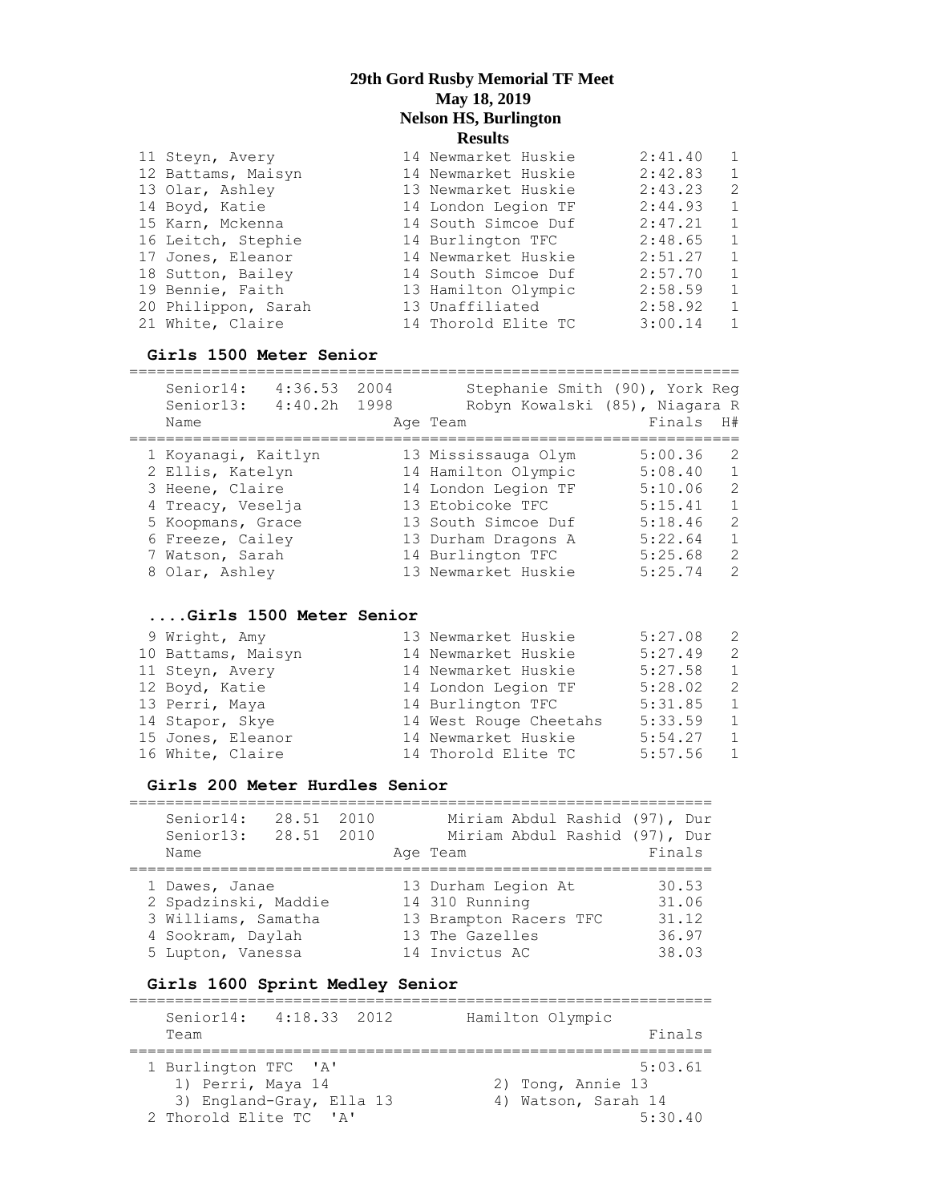# 29th Gord Rusby Memorial TF Meet
## May 18, 2019
## Nelson HS, Burlington
## Results

| Place | Name | Age | Team | Finals | H# |
|---|---|---|---|---|---|
| 11 | Steyn, Avery | 14 | Newmarket Huskie | 2:41.40 | 1 |
| 12 | Battams, Maisyn | 14 | Newmarket Huskie | 2:42.83 | 1 |
| 13 | Olar, Ashley | 13 | Newmarket Huskie | 2:43.23 | 2 |
| 14 | Boyd, Katie | 14 | London Legion TF | 2:44.93 | 1 |
| 15 | Karn, Mckenna | 14 | South Simcoe Duf | 2:47.21 | 1 |
| 16 | Leitch, Stephie | 14 | Burlington TFC | 2:48.65 | 1 |
| 17 | Jones, Eleanor | 14 | Newmarket Huskie | 2:51.27 | 1 |
| 18 | Sutton, Bailey | 14 | South Simcoe Duf | 2:57.70 | 1 |
| 19 | Bennie, Faith | 13 | Hamilton Olympic | 2:58.59 | 1 |
| 20 | Philippon, Sarah | 13 | Unaffiliated | 2:58.92 | 1 |
| 21 | White, Claire | 14 | Thorold Elite TC | 3:00.14 | 1 |

### Girls 1500 Meter Senior

Senior14: 4:36.53 2004 Stephanie Smith (90), York Reg
Senior13: 4:40.2h 1998 Robyn Kowalski (85), Niagara R

| Place | Name | Age | Team | Finals | H# |
|---|---|---|---|---|---|
| 1 | Koyanagi, Kaitlyn | 13 | Mississauga Olym | 5:00.36 | 2 |
| 2 | Ellis, Katelyn | 14 | Hamilton Olympic | 5:08.40 | 1 |
| 3 | Heene, Claire | 14 | London Legion TF | 5:10.06 | 2 |
| 4 | Treacy, Veselja | 13 | Etobicoke TFC | 5:15.41 | 1 |
| 5 | Koopmans, Grace | 13 | South Simcoe Duf | 5:18.46 | 2 |
| 6 | Freeze, Cailey | 13 | Durham Dragons A | 5:22.64 | 1 |
| 7 | Watson, Sarah | 14 | Burlington TFC | 5:25.68 | 2 |
| 8 | Olar, Ashley | 13 | Newmarket Huskie | 5:25.74 | 2 |

### ....Girls 1500 Meter Senior

| Place | Name | Age | Team | Finals | H# |
|---|---|---|---|---|---|
| 9 | Wright, Amy | 13 | Newmarket Huskie | 5:27.08 | 2 |
| 10 | Battams, Maisyn | 14 | Newmarket Huskie | 5:27.49 | 2 |
| 11 | Steyn, Avery | 14 | Newmarket Huskie | 5:27.58 | 1 |
| 12 | Boyd, Katie | 14 | London Legion TF | 5:28.02 | 2 |
| 13 | Perri, Maya | 14 | Burlington TFC | 5:31.85 | 1 |
| 14 | Stapor, Skye | 14 | West Rouge Cheetahs | 5:33.59 | 1 |
| 15 | Jones, Eleanor | 14 | Newmarket Huskie | 5:54.27 | 1 |
| 16 | White, Claire | 14 | Thorold Elite TC | 5:57.56 | 1 |

### Girls 200 Meter Hurdles Senior

Senior14: 28.51 2010 Miriam Abdul Rashid (97), Dur
Senior13: 28.51 2010 Miriam Abdul Rashid (97), Dur

| Place | Name | Age | Team | Finals |
|---|---|---|---|---|
| 1 | Dawes, Janae | 13 | Durham Legion At | 30.53 |
| 2 | Spadzinski, Maddie | 14 | 310 Running | 31.06 |
| 3 | Williams, Samatha | 13 | Brampton Racers TFC | 31.12 |
| 4 | Sookram, Daylah | 13 | The Gazelles | 36.97 |
| 5 | Lupton, Vanessa | 14 | Invictus AC | 38.03 |

### Girls 1600 Sprint Medley Senior

Senior14: 4:18.33 2012 Hamilton Olympic

| Place | Team | Finals |
|---|---|---|
| 1 | Burlington TFC 'A' | 5:03.61 |
| | 1) Perri, Maya 14; 2) Tong, Annie 13; 3) England-Gray, Ella 13; 4) Watson, Sarah 14 | |
| 2 | Thorold Elite TC 'A' | 5:30.40 |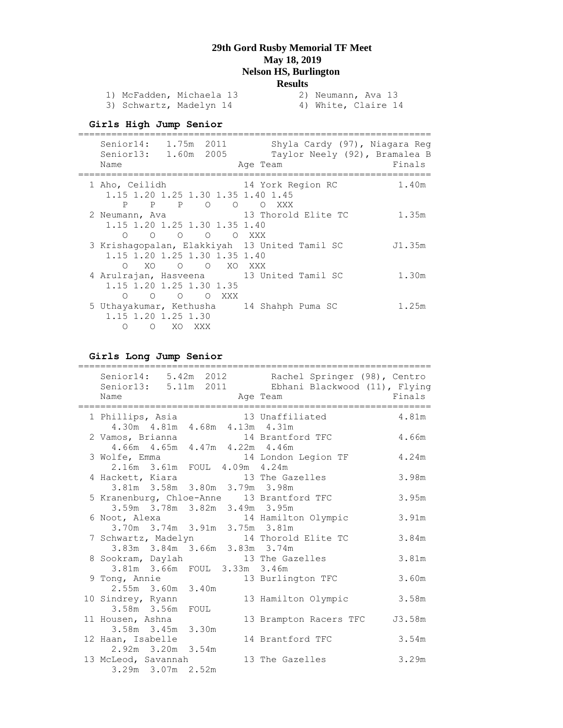# 29th Gord Rusby Memorial TF Meet
## May 18, 2019
## Nelson HS, Burlington
## Results

```
   1) McFadden, Michaela 13          2) Neumann, Ava 13
   3) Schwartz, Madelyn 14           4) White, Claire 14
```

### Girls High Jump Senior

```
================================================================
   Senior14:   1.75m  2011        Shyla Cardy (97), Niagara Reg
   Senior13:   1.60m  2005        Taylor Neely (92), Bramalea B
   Name                     Age Team                     Finals
================================================================
  1 Aho, Ceilidh             14 York Region RC            1.40m
     1.15 1.20 1.25 1.30 1.35 1.40 1.45
        P    P    P    O    O    O  XXX
  2 Neumann, Ava             13 Thorold Elite TC          1.35m
     1.15 1.20 1.25 1.30 1.35 1.40
        O    O    O    O    O  XXX
  3 Krishagopalan, Elakkiyah  13 United Tamil SC         J1.35m
     1.15 1.20 1.25 1.30 1.35 1.40
        O   XO    O    O   XO  XXX
  4 Arulrajan, Hasveena      13 United Tamil SC           1.30m
     1.15 1.20 1.25 1.30 1.35
        O    O    O    O  XXX
  5 Uthayakumar, Kethusha    14 Shahph Puma SC            1.25m
     1.15 1.20 1.25 1.30
        O    O   XO  XXX
```

### Girls Long Jump Senior

```
================================================================
   Senior14:   5.42m  2012        Rachel Springer (98), Centro
   Senior13:   5.11m  2011        Ebhani Blackwood (11), Flying
   Name                     Age Team                     Finals
================================================================
  1 Phillips, Asia           13 Unaffiliated              4.81m
      4.30m  4.81m  4.68m  4.13m  4.31m
  2 Vamos, Brianna           14 Brantford TFC             4.66m
      4.66m  4.65m  4.47m  4.22m  4.46m
  3 Wolfe, Emma              14 London Legion TF          4.24m
      2.16m  3.61m  FOUL  4.09m  4.24m
  4 Hackett, Kiara           13 The Gazelles              3.98m
      3.81m  3.58m  3.80m  3.79m  3.98m
  5 Kranenburg, Chloe-Anne   13 Brantford TFC             3.95m
      3.59m  3.78m  3.82m  3.49m  3.95m
  6 Noot, Alexa              14 Hamilton Olympic          3.91m
      3.70m  3.74m  3.91m  3.75m  3.81m
  7 Schwartz, Madelyn        14 Thorold Elite TC          3.84m
      3.83m  3.84m  3.66m  3.83m  3.74m
  8 Sookram, Daylah          13 The Gazelles              3.81m
      3.81m  3.66m  FOUL  3.33m  3.46m
  9 Tong, Annie              13 Burlington TFC            3.60m
      2.55m  3.60m  3.40m
 10 Sindrey, Ryann           13 Hamilton Olympic          3.58m
      3.58m  3.56m  FOUL
 11 Housen, Ashna            13 Brampton Racers TFC      J3.58m
      3.58m  3.45m  3.30m
 12 Haan, Isabelle           14 Brantford TFC             3.54m
      2.92m  3.20m  3.54m
 13 McLeod, Savannah         13 The Gazelles              3.29m
      3.29m  3.07m  2.52m
```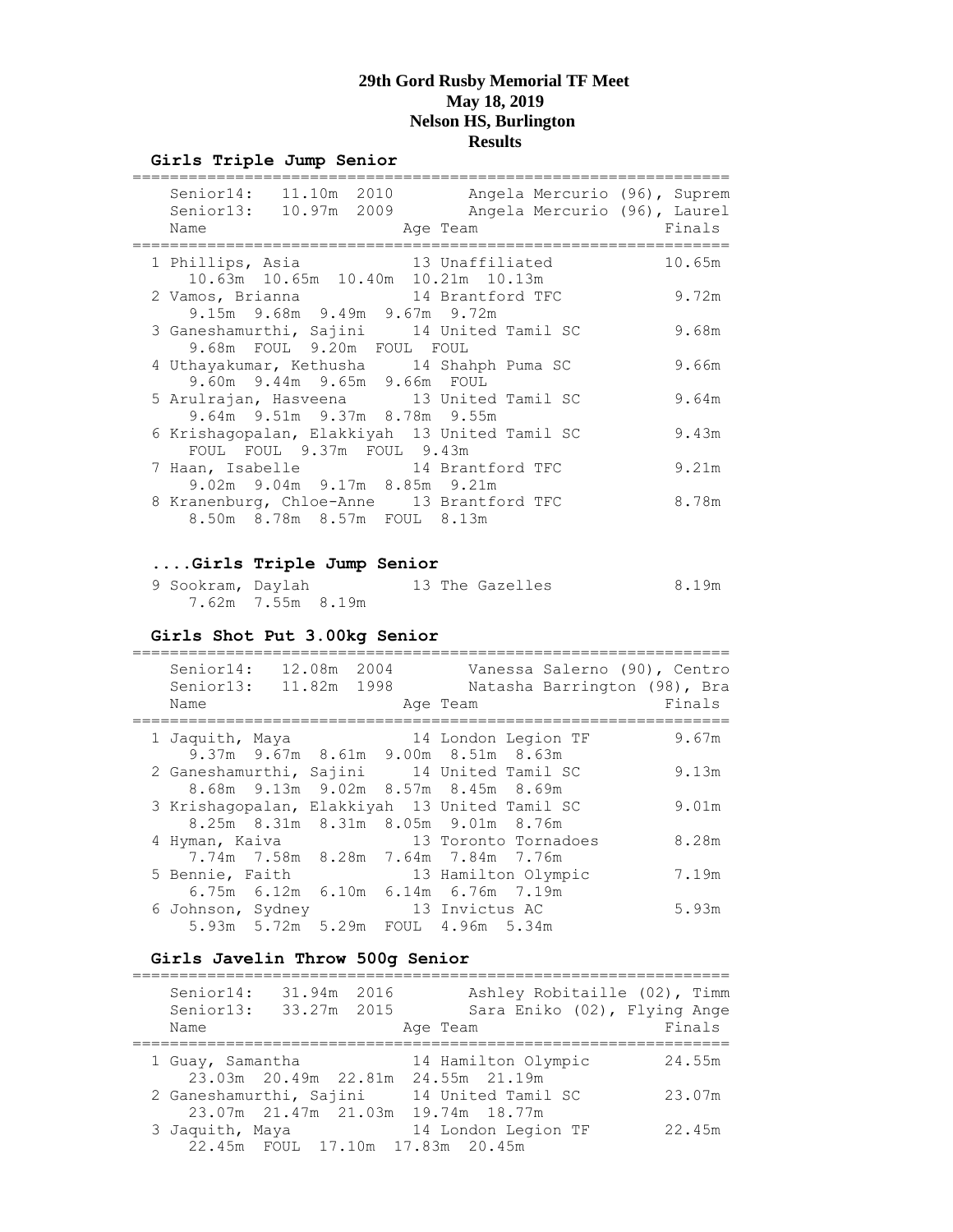**29th Gord Rusby Memorial TF Meet**
**May 18, 2019**
**Nelson HS, Burlington**
**Results**

### Girls Triple Jump Senior

```
================================================================
   Senior14:   11.10m  2010        Angela Mercurio (96), Suprem
   Senior13:   10.97m  2009        Angela Mercurio (96), Laurel
   Name                    Age Team                      Finals
================================================================
  1 Phillips, Asia           13 Unaffiliated            10.65m
     10.63m  10.65m  10.40m  10.21m  10.13m
  2 Vamos, Brianna           14 Brantford TFC            9.72m
     9.15m  9.68m  9.49m  9.67m  9.72m
  3 Ganeshamurthi, Sajini    14 United Tamil SC          9.68m
     9.68m  FOUL  9.20m  FOUL  FOUL
  4 Uthayakumar, Kethusha    14 Shahph Puma SC           9.66m
     9.60m  9.44m  9.65m  9.66m  FOUL
  5 Arulrajan, Hasveena      13 United Tamil SC          9.64m
     9.64m  9.51m  9.37m  8.78m  9.55m
  6 Krishagopalan, Elakkiyah  13 United Tamil SC         9.43m
     FOUL  FOUL  9.37m  FOUL  9.43m
  7 Haan, Isabelle           14 Brantford TFC            9.21m
     9.02m  9.04m  9.17m  8.85m  9.21m
  8 Kranenburg, Chloe-Anne   13 Brantford TFC            8.78m
     8.50m  8.78m  8.57m  FOUL  8.13m
```

### ....Girls Triple Jump Senior

```
  9 Sookram, Daylah          13 The Gazelles             8.19m
     7.62m  7.55m  8.19m
```

### Girls Shot Put 3.00kg Senior

```
================================================================
   Senior14:   12.08m  2004        Vanessa Salerno (90), Centro
   Senior13:   11.82m  1998        Natasha Barrington (98), Bra
   Name                    Age Team                      Finals
================================================================
  1 Jaquith, Maya            14 London Legion TF         9.67m
     9.37m  9.67m  8.61m  9.00m  8.51m  8.63m
  2 Ganeshamurthi, Sajini    14 United Tamil SC          9.13m
     8.68m  9.13m  9.02m  8.57m  8.45m  8.69m
  3 Krishagopalan, Elakkiyah  13 United Tamil SC         9.01m
     8.25m  8.31m  8.31m  8.05m  9.01m  8.76m
  4 Hyman, Kaiva             13 Toronto Tornadoes        8.28m
     7.74m  7.58m  8.28m  7.64m  7.84m  7.76m
  5 Bennie, Faith            13 Hamilton Olympic         7.19m
     6.75m  6.12m  6.10m  6.14m  6.76m  7.19m
  6 Johnson, Sydney          13 Invictus AC              5.93m
     5.93m  5.72m  5.29m  FOUL  4.96m  5.34m
```

### Girls Javelin Throw 500g Senior

```
================================================================
   Senior14:   31.94m  2016        Ashley Robitaille (02), Timm
   Senior13:   33.27m  2015        Sara Eniko (02), Flying Ange
   Name                    Age Team                      Finals
================================================================
  1 Guay, Samantha           14 Hamilton Olympic        24.55m
     23.03m  20.49m  22.81m  24.55m  21.19m
  2 Ganeshamurthi, Sajini    14 United Tamil SC         23.07m
     23.07m  21.47m  21.03m  19.74m  18.77m
  3 Jaquith, Maya            14 London Legion TF        22.45m
     22.45m  FOUL  17.10m  17.83m  20.45m
```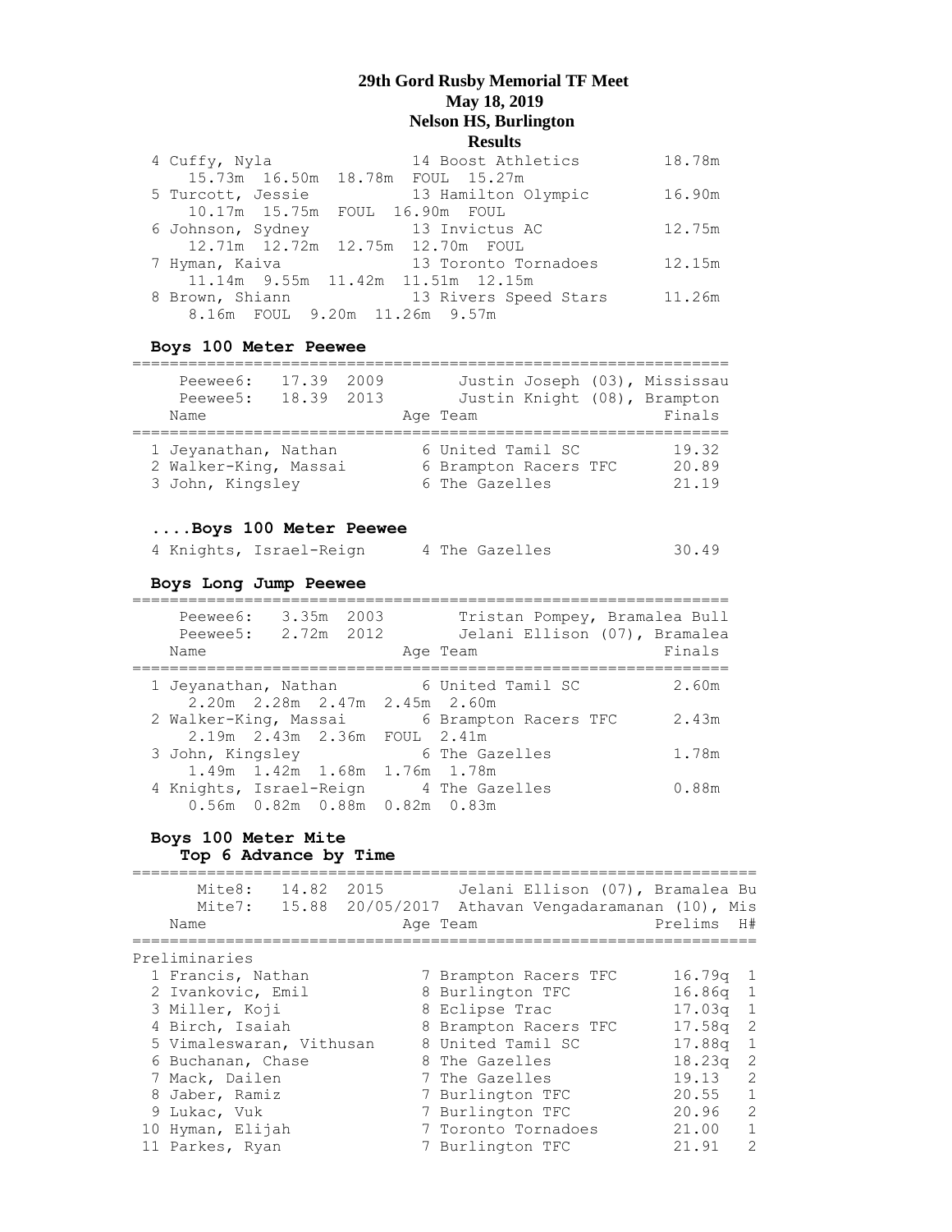# 29th Gord Rusby Memorial TF Meet
## May 18, 2019
## Nelson HS, Burlington
## Results

```
  4 Cuffy, Nyla                14 Boost Athletics         18.78m
      15.73m  16.50m  18.78m  FOUL  15.27m
  5 Turcott, Jessie            13 Hamilton Olympic        16.90m
      10.17m  15.75m  FOUL  16.90m  FOUL
  6 Johnson, Sydney            13 Invictus AC             12.75m
      12.71m  12.72m  12.75m  12.70m  FOUL
  7 Hyman, Kaiva               13 Toronto Tornadoes       12.15m
      11.14m  9.55m  11.42m  11.51m  12.15m
  8 Brown, Shiann              13 Rivers Speed Stars      11.26m
      8.16m  FOUL  9.20m  11.26m  9.57m
```

### Boys 100 Meter Peewee

```
================================================================
    Peewee6:  17.39  2009        Justin Joseph (03), Mississau
    Peewee5:  18.39  2013        Justin Knight (08), Brampton
  Name                    Age Team                    Finals
================================================================
  1 Jeyanathan, Nathan      6 United Tamil SC          19.32
  2 Walker-King, Massai     6 Brampton Racers TFC      20.89
  3 John, Kingsley          6 The Gazelles             21.19
```

### ....Boys 100 Meter Peewee

```
  4 Knights, Israel-Reign   4 The Gazelles             30.49
```

### Boys Long Jump Peewee

```
================================================================
    Peewee6:  3.35m  2003        Tristan Pompey, Bramalea Bull
    Peewee5:  2.72m  2012        Jelani Ellison (07), Bramalea
  Name                    Age Team                    Finals
================================================================
  1 Jeyanathan, Nathan      6 United Tamil SC          2.60m
      2.20m  2.28m  2.47m  2.45m  2.60m
  2 Walker-King, Massai     6 Brampton Racers TFC      2.43m
      2.19m  2.43m  2.36m  FOUL  2.41m
  3 John, Kingsley          6 The Gazelles             1.78m
      1.49m  1.42m  1.68m  1.76m  1.78m
  4 Knights, Israel-Reign   4 The Gazelles             0.88m
      0.56m  0.82m  0.88m  0.82m  0.83m
```

### Boys 100 Meter Mite
#### Top 6 Advance by Time

```
===================================================================
     Mite8:  14.82  2015        Jelani Ellison (07), Bramalea Bu
     Mite7:  15.88  20/05/2017  Athavan Vengadaramanan (10), Mis
  Name                    Age Team                 Prelims  H#
===================================================================
Preliminaries
  1 Francis, Nathan         7 Brampton Racers TFC   16.79q  1
  2 Ivankovic, Emil         8 Burlington TFC        16.86q  1
  3 Miller, Koji            8 Eclipse Trac          17.03q  1
  4 Birch, Isaiah           8 Brampton Racers TFC   17.58q  2
  5 Vimaleswaran, Vithusan  8 United Tamil SC       17.88q  1
  6 Buchanan, Chase         8 The Gazelles          18.23q  2
  7 Mack, Dailen            7 The Gazelles          19.13   2
  8 Jaber, Ramiz            7 Burlington TFC        20.55   1
  9 Lukac, Vuk              7 Burlington TFC        20.96   2
 10 Hyman, Elijah           7 Toronto Tornadoes     21.00   1
 11 Parkes, Ryan            7 Burlington TFC        21.91   2
```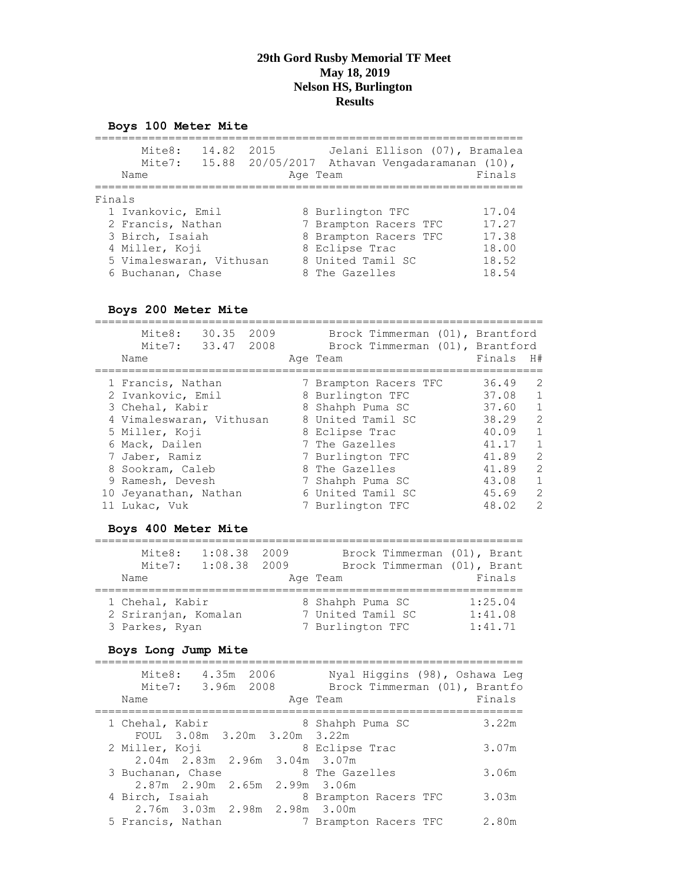# 29th Gord Rusby Memorial TF Meet
# May 18, 2019
# Nelson HS, Burlington
# Results

## Boys 100 Meter Mite

Mite8: 14.82 2015 Jelani Ellison (07), Bramalea
Mite7: 15.88 20/05/2017 Athavan Vengadaramanan (10),

| Place | Name | Age | Team | Finals |
|---|---|---|---|---|
| **Finals** | | | | |
| 1 | Ivankovic, Emil | 8 | Burlington TFC | 17.04 |
| 2 | Francis, Nathan | 7 | Brampton Racers TFC | 17.27 |
| 3 | Birch, Isaiah | 8 | Brampton Racers TFC | 17.38 |
| 4 | Miller, Koji | 8 | Eclipse Trac | 18.00 |
| 5 | Vimaleswaran, Vithusan | 8 | United Tamil SC | 18.52 |
| 6 | Buchanan, Chase | 8 | The Gazelles | 18.54 |

## Boys 200 Meter Mite

Mite8: 30.35 2009 Brock Timmerman (01), Brantford
Mite7: 33.47 2008 Brock Timmerman (01), Brantford

| Place | Name | Age | Team | Finals | H# |
|---|---|---|---|---|---|
| 1 | Francis, Nathan | 7 | Brampton Racers TFC | 36.49 | 2 |
| 2 | Ivankovic, Emil | 8 | Burlington TFC | 37.08 | 1 |
| 3 | Chehal, Kabir | 8 | Shahph Puma SC | 37.60 | 1 |
| 4 | Vimaleswaran, Vithusan | 8 | United Tamil SC | 38.29 | 2 |
| 5 | Miller, Koji | 8 | Eclipse Trac | 40.09 | 1 |
| 6 | Mack, Dailen | 7 | The Gazelles | 41.17 | 1 |
| 7 | Jaber, Ramiz | 7 | Burlington TFC | 41.89 | 2 |
| 8 | Sookram, Caleb | 8 | The Gazelles | 41.89 | 2 |
| 9 | Ramesh, Devesh | 7 | Shahph Puma SC | 43.08 | 1 |
| 10 | Jeyanathan, Nathan | 6 | United Tamil SC | 45.69 | 2 |
| 11 | Lukac, Vuk | 7 | Burlington TFC | 48.02 | 2 |

## Boys 400 Meter Mite

Mite8: 1:08.38 2009 Brock Timmerman (01), Brant
Mite7: 1:08.38 2009 Brock Timmerman (01), Brant

| Place | Name | Age | Team | Finals |
|---|---|---|---|---|
| 1 | Chehal, Kabir | 8 | Shahph Puma SC | 1:25.04 |
| 2 | Sriranjan, Komalan | 7 | United Tamil SC | 1:41.08 |
| 3 | Parkes, Ryan | 7 | Burlington TFC | 1:41.71 |

## Boys Long Jump Mite

Mite8: 4.35m 2006 Nyal Higgins (98), Oshawa Leg
Mite7: 3.96m 2008 Brock Timmerman (01), Brantfo

| Place | Name | Age | Team | Finals |
|---|---|---|---|---|
| 1 | Chehal, Kabir | 8 | Shahph Puma SC | 3.22m |
| | FOUL 3.08m 3.20m 3.20m 3.22m | | | |
| 2 | Miller, Koji | 8 | Eclipse Trac | 3.07m |
| | 2.04m 2.83m 2.96m 3.04m 3.07m | | | |
| 3 | Buchanan, Chase | 8 | The Gazelles | 3.06m |
| | 2.87m 2.90m 2.65m 2.99m 3.06m | | | |
| 4 | Birch, Isaiah | 8 | Brampton Racers TFC | 3.03m |
| | 2.76m 3.03m 2.98m 2.98m 3.00m | | | |
| 5 | Francis, Nathan | 7 | Brampton Racers TFC | 2.80m |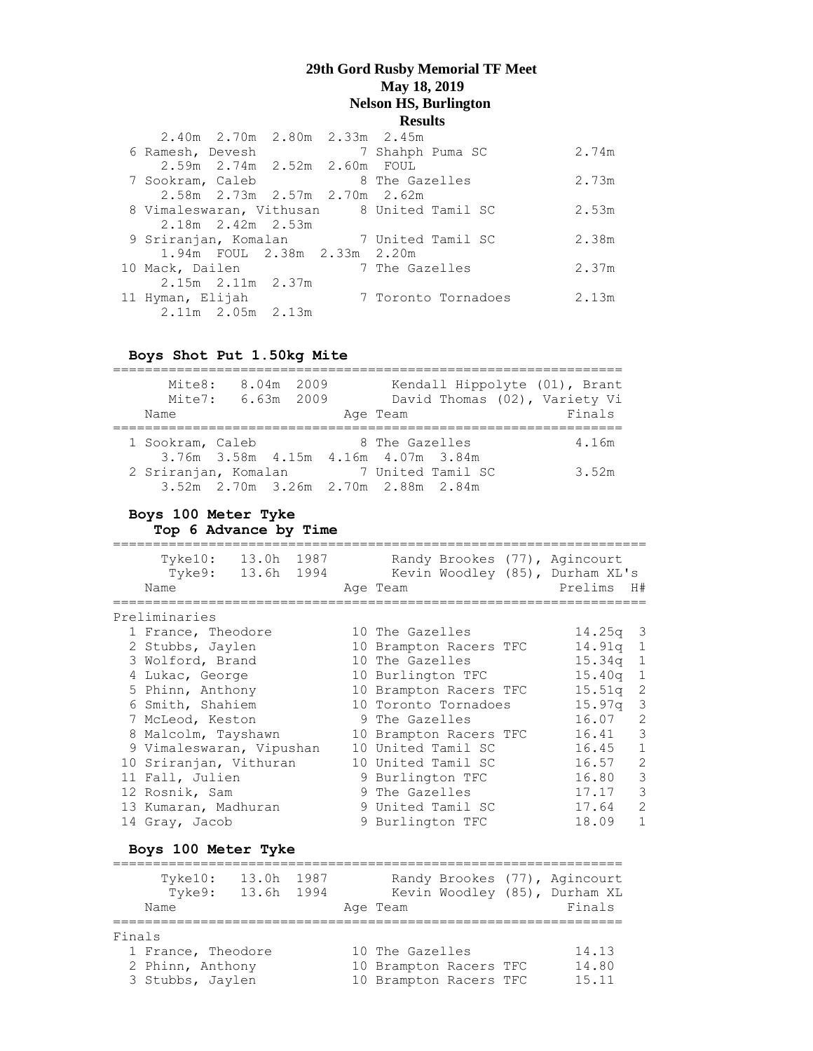# 29th Gord Rusby Memorial TF Meet
## May 18, 2019
## Nelson HS, Burlington
## Results

```
     2.40m  2.70m  2.80m  2.33m  2.45m
  6 Ramesh, Devesh            7 Shahph Puma SC          2.74m
     2.59m  2.74m  2.52m  2.60m  FOUL
  7 Sookram, Caleb            8 The Gazelles            2.73m
     2.58m  2.73m  2.57m  2.70m  2.62m
  8 Vimaleswaran, Vithusan    8 United Tamil SC         2.53m
     2.18m  2.42m  2.53m
  9 Sriranjan, Komalan        7 United Tamil SC         2.38m
     1.94m  FOUL  2.38m  2.33m  2.20m
 10 Mack, Dailen              7 The Gazelles            2.37m
     2.15m  2.11m  2.37m
 11 Hyman, Elijah             7 Toronto Tornadoes       2.13m
     2.11m  2.05m  2.13m
```

### Boys Shot Put 1.50kg Mite

```
================================================================
      Mite8:   8.04m  2009        Kendall Hippolyte (01), Brant
      Mite7:   6.63m  2009        David Thomas (02), Variety Vi
    Name                    Age Team                    Finals
================================================================
  1 Sookram, Caleb            8 The Gazelles            4.16m
     3.76m  3.58m  4.15m  4.16m  4.07m  3.84m
  2 Sriranjan, Komalan        7 United Tamil SC         3.52m
     3.52m  2.70m  3.26m  2.70m  2.88m  2.84m
```

### Boys 100 Meter Tyke
#### Top 6 Advance by Time

```
===================================================================
     Tyke10:   13.0h  1987        Randy Brookes (77), Agincourt
      Tyke9:   13.6h  1994        Kevin Woodley (85), Durham XL's
    Name                    Age Team                    Prelims  H#
===================================================================
Preliminaries
  1 France, Theodore         10 The Gazelles            14.25q  3
  2 Stubbs, Jaylen           10 Brampton Racers TFC     14.91q  1
  3 Wolford, Brand           10 The Gazelles            15.34q  1
  4 Lukac, George            10 Burlington TFC          15.40q  1
  5 Phinn, Anthony           10 Brampton Racers TFC     15.51q  2
  6 Smith, Shahiem           10 Toronto Tornadoes       15.97q  3
  7 McLeod, Keston            9 The Gazelles            16.07   2
  8 Malcolm, Tayshawn        10 Brampton Racers TFC     16.41   3
  9 Vimaleswaran, Vipushan   10 United Tamil SC         16.45   1
 10 Sriranjan, Vithuran      10 United Tamil SC         16.57   2
 11 Fall, Julien              9 Burlington TFC          16.80   3
 12 Rosnik, Sam               9 The Gazelles            17.17   3
 13 Kumaran, Madhuran         9 United Tamil SC         17.64   2
 14 Gray, Jacob               9 Burlington TFC          18.09   1
```

### Boys 100 Meter Tyke

```
================================================================
     Tyke10:   13.0h  1987        Randy Brookes (77), Agincourt
      Tyke9:   13.6h  1994        Kevin Woodley (85), Durham XL
    Name                    Age Team                    Finals
================================================================
Finals
  1 France, Theodore         10 The Gazelles            14.13
  2 Phinn, Anthony           10 Brampton Racers TFC     14.80
  3 Stubbs, Jaylen           10 Brampton Racers TFC     15.11
```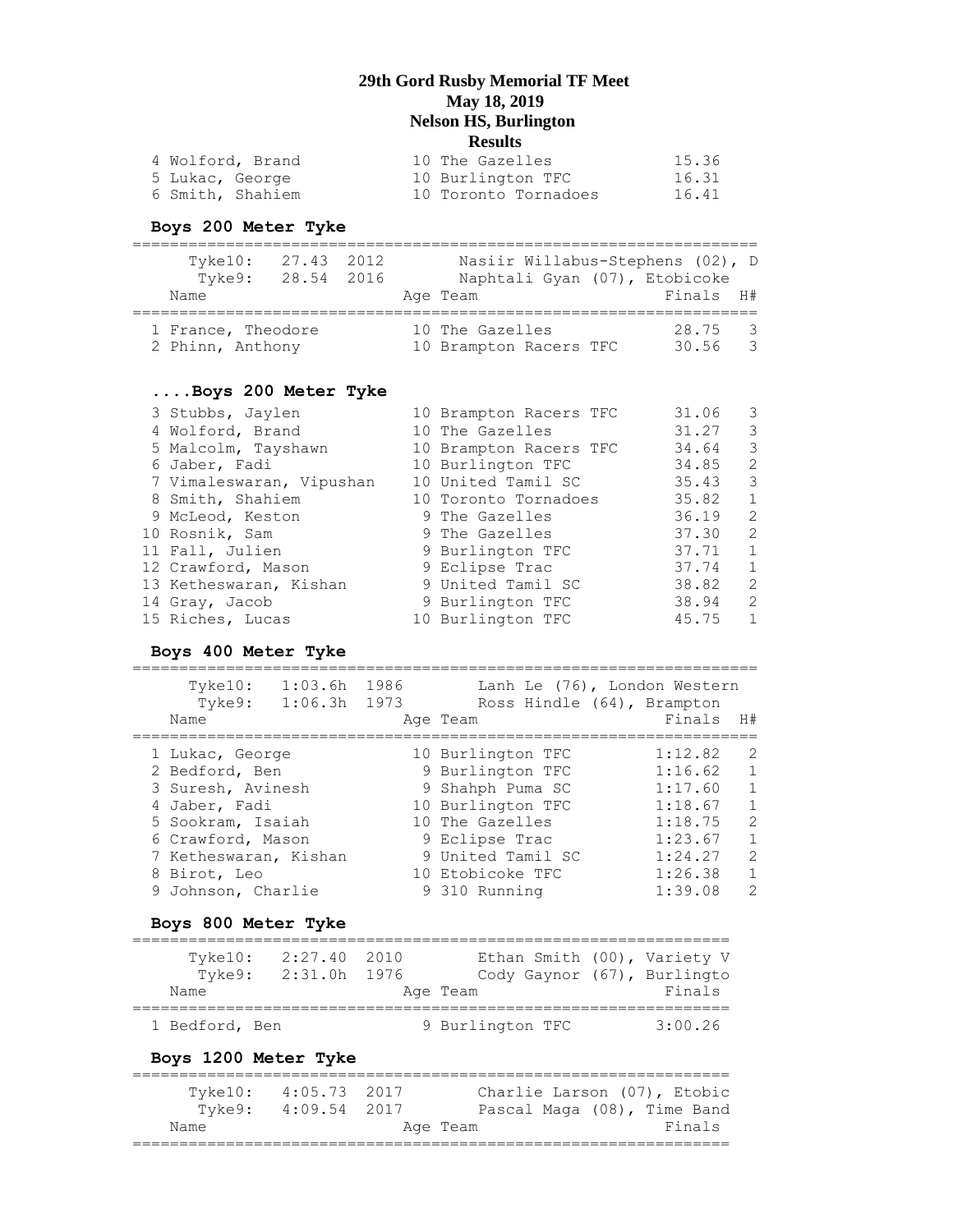# 29th Gord Rusby Memorial TF Meet
## May 18, 2019
## Nelson HS, Burlington
## Results

| | Name | Age | Team | Finals |
|---|---|---|---|---|
| 4 | Wolford, Brand | 10 | The Gazelles | 15.36 |
| 5 | Lukac, George | 10 | Burlington TFC | 16.31 |
| 6 | Smith, Shahiem | 10 | Toronto Tornadoes | 16.41 |

### Boys 200 Meter Tyke

Tyke10: 27.43 2012 Nasiir Willabus-Stephens (02), D
Tyke9: 28.54 2016 Naphtali Gyan (07), Etobicoke

| | Name | Age | Team | Finals | H# |
|---|---|---|---|---|---|
| 1 | France, Theodore | 10 | The Gazelles | 28.75 | 3 |
| 2 | Phinn, Anthony | 10 | Brampton Racers TFC | 30.56 | 3 |

### ....Boys 200 Meter Tyke

| | Name | Age | Team | Finals | H# |
|---|---|---|---|---|---|
| 3 | Stubbs, Jaylen | 10 | Brampton Racers TFC | 31.06 | 3 |
| 4 | Wolford, Brand | 10 | The Gazelles | 31.27 | 3 |
| 5 | Malcolm, Tayshawn | 10 | Brampton Racers TFC | 34.64 | 3 |
| 6 | Jaber, Fadi | 10 | Burlington TFC | 34.85 | 2 |
| 7 | Vimaleswaran, Vipushan | 10 | United Tamil SC | 35.43 | 3 |
| 8 | Smith, Shahiem | 10 | Toronto Tornadoes | 35.82 | 1 |
| 9 | McLeod, Keston | 9 | The Gazelles | 36.19 | 2 |
| 10 | Rosnik, Sam | 9 | The Gazelles | 37.30 | 2 |
| 11 | Fall, Julien | 9 | Burlington TFC | 37.71 | 1 |
| 12 | Crawford, Mason | 9 | Eclipse Trac | 37.74 | 1 |
| 13 | Ketheswaran, Kishan | 9 | United Tamil SC | 38.82 | 2 |
| 14 | Gray, Jacob | 9 | Burlington TFC | 38.94 | 2 |
| 15 | Riches, Lucas | 10 | Burlington TFC | 45.75 | 1 |

### Boys 400 Meter Tyke

Tyke10: 1:03.6h 1986 Lanh Le (76), London Western
Tyke9: 1:06.3h 1973 Ross Hindle (64), Brampton

| | Name | Age | Team | Finals | H# |
|---|---|---|---|---|---|
| 1 | Lukac, George | 10 | Burlington TFC | 1:12.82 | 2 |
| 2 | Bedford, Ben | 9 | Burlington TFC | 1:16.62 | 1 |
| 3 | Suresh, Avinesh | 9 | Shahph Puma SC | 1:17.60 | 1 |
| 4 | Jaber, Fadi | 10 | Burlington TFC | 1:18.67 | 1 |
| 5 | Sookram, Isaiah | 10 | The Gazelles | 1:18.75 | 2 |
| 6 | Crawford, Mason | 9 | Eclipse Trac | 1:23.67 | 1 |
| 7 | Ketheswaran, Kishan | 9 | United Tamil SC | 1:24.27 | 2 |
| 8 | Birot, Leo | 10 | Etobicoke TFC | 1:26.38 | 1 |
| 9 | Johnson, Charlie | 9 | 310 Running | 1:39.08 | 2 |

### Boys 800 Meter Tyke

Tyke10: 2:27.40 2010 Ethan Smith (00), Variety V
Tyke9: 2:31.0h 1976 Cody Gaynor (67), Burlingto

| | Name | Age | Team | Finals |
|---|---|---|---|---|
| 1 | Bedford, Ben | 9 | Burlington TFC | 3:00.26 |

### Boys 1200 Meter Tyke

Tyke10: 4:05.73 2017 Charlie Larson (07), Etobic
Tyke9: 4:09.54 2017 Pascal Maga (08), Time Band

| Name | Age | Team | Finals |
|---|---|---|---|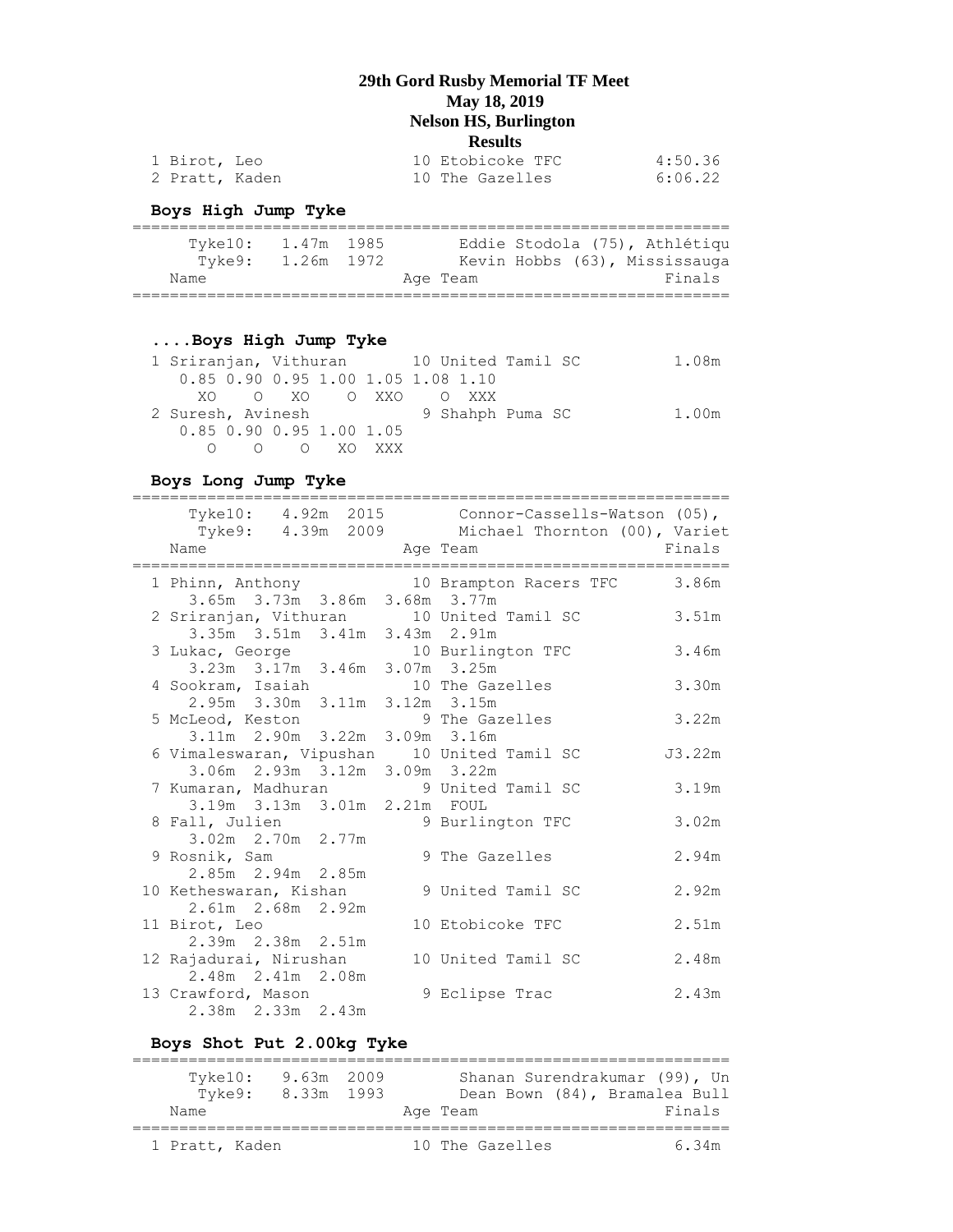# 29th Gord Rusby Memorial TF Meet
## May 18, 2019
## Nelson HS, Burlington
## Results

```
  1 Birot, Leo                  10 Etobicoke TFC           4:50.36
  2 Pratt, Kaden                10 The Gazelles            6:06.22
```

### Boys High Jump Tyke

```
================================================================
     Tyke10:   1.47m  1985       Eddie Stodola (75), Athlétiqu
      Tyke9:   1.26m  1972       Kevin Hobbs (63), Mississauga
   Name                    Age Team                     Finals
================================================================
```

### ....Boys High Jump Tyke

```
  1 Sriranjan, Vithuran       10 United Tamil SC          1.08m
     0.85 0.90 0.95 1.00 1.05 1.08 1.10
       XO    O   XO    O  XXO    O  XXX
  2 Suresh, Avinesh            9 Shahph Puma SC           1.00m
     0.85 0.90 0.95 1.00 1.05
        O    O    O   XO  XXX
```

### Boys Long Jump Tyke

```
================================================================
     Tyke10:   4.92m  2015       Connor-Cassells-Watson (05),
      Tyke9:   4.39m  2009       Michael Thornton (00), Variet
   Name                    Age Team                     Finals
================================================================
  1 Phinn, Anthony            10 Brampton Racers TFC      3.86m
      3.65m  3.73m  3.86m  3.68m  3.77m
  2 Sriranjan, Vithuran       10 United Tamil SC          3.51m
      3.35m  3.51m  3.41m  3.43m  2.91m
  3 Lukac, George             10 Burlington TFC           3.46m
      3.23m  3.17m  3.46m  3.07m  3.25m
  4 Sookram, Isaiah           10 The Gazelles             3.30m
      2.95m  3.30m  3.11m  3.12m  3.15m
  5 McLeod, Keston             9 The Gazelles             3.22m
      3.11m  2.90m  3.22m  3.09m  3.16m
  6 Vimaleswaran, Vipushan    10 United Tamil SC         J3.22m
      3.06m  2.93m  3.12m  3.09m  3.22m
  7 Kumaran, Madhuran          9 United Tamil SC          3.19m
      3.19m  3.13m  3.01m  2.21m  FOUL
  8 Fall, Julien               9 Burlington TFC           3.02m
      3.02m  2.70m  2.77m
  9 Rosnik, Sam                9 The Gazelles             2.94m
      2.85m  2.94m  2.85m
 10 Ketheswaran, Kishan        9 United Tamil SC          2.92m
      2.61m  2.68m  2.92m
 11 Birot, Leo                10 Etobicoke TFC            2.51m
      2.39m  2.38m  2.51m
 12 Rajadurai, Nirushan       10 United Tamil SC          2.48m
      2.48m  2.41m  2.08m
 13 Crawford, Mason            9 Eclipse Trac             2.43m
      2.38m  2.33m  2.43m
```

### Boys Shot Put 2.00kg Tyke

```
================================================================
     Tyke10:   9.63m  2009       Shanan Surendrakumar (99), Un
      Tyke9:   8.33m  1993       Dean Bown (84), Bramalea Bull
   Name                    Age Team                     Finals
================================================================
  1 Pratt, Kaden              10 The Gazelles             6.34m
```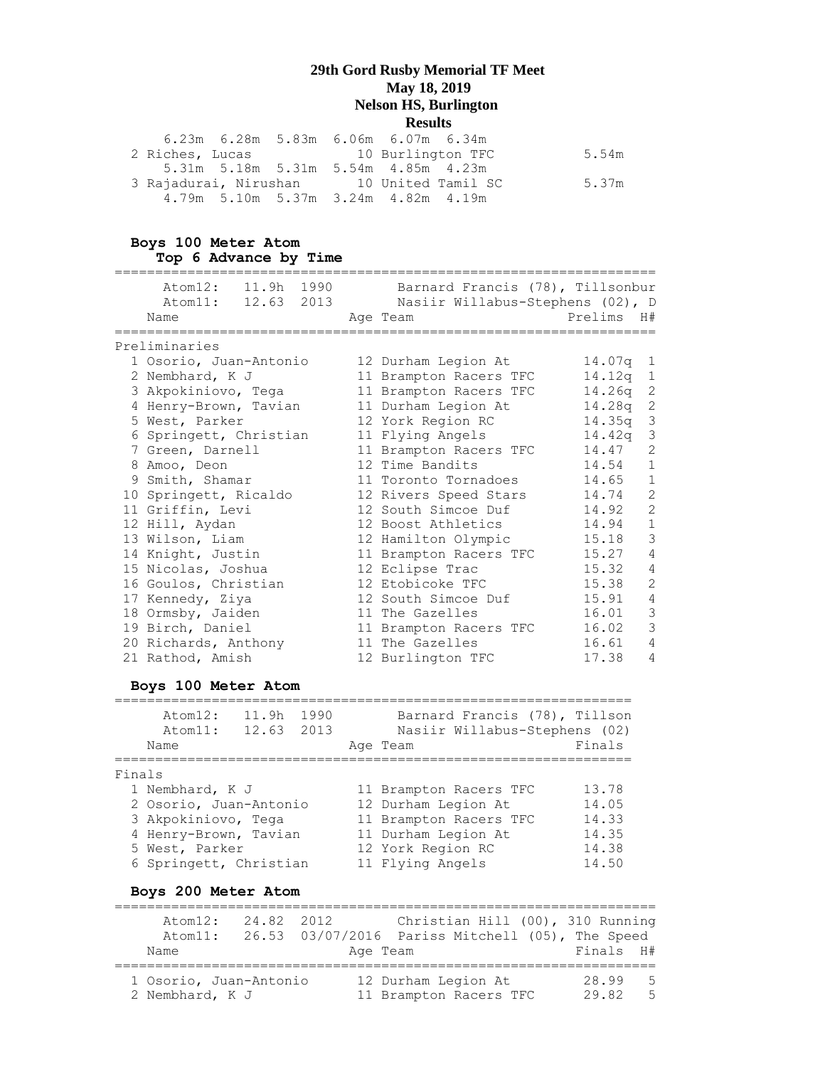# 29th Gord Rusby Memorial TF Meet
## May 18, 2019
## Nelson HS, Burlington
## Results

```
    6.23m  6.28m  5.83m  6.06m  6.07m  6.34m
  2 Riches, Lucas             10 Burlington TFC            5.54m
    5.31m  5.18m  5.31m  5.54m  4.85m  4.23m
  3 Rajadurai, Nirushan       10 United Tamil SC           5.37m
    4.79m  5.10m  5.37m  3.24m  4.82m  4.19m
```

### Boys 100 Meter Atom
**Top 6 Advance by Time**

```
===================================================================
     Atom12:   11.9h  1990        Barnard Francis (78), Tillsonbur
     Atom11:   12.63  2013        Nasiir Willabus-Stephens (02), D
   Name                    Age Team                    Prelims  H#
===================================================================
Preliminaries
  1 Osorio, Juan-Antonio      12 Durham Legion At         14.07q  1
  2 Nembhard, K J             11 Brampton Racers TFC      14.12q  1
  3 Akpokiniovo, Tega         11 Brampton Racers TFC      14.26q  2
  4 Henry-Brown, Tavian       11 Durham Legion At         14.28q  2
  5 West, Parker              12 York Region RC           14.35q  3
  6 Springett, Christian      11 Flying Angels            14.42q  3
  7 Green, Darnell            11 Brampton Racers TFC      14.47   2
  8 Amoo, Deon                12 Time Bandits             14.54   1
  9 Smith, Shamar             11 Toronto Tornadoes        14.65   1
 10 Springett, Ricaldo        12 Rivers Speed Stars       14.74   2
 11 Griffin, Levi             12 South Simcoe Duf         14.92   2
 12 Hill, Aydan               12 Boost Athletics          14.94   1
 13 Wilson, Liam              12 Hamilton Olympic         15.18   3
 14 Knight, Justin            11 Brampton Racers TFC      15.27   4
 15 Nicolas, Joshua           12 Eclipse Trac             15.32   4
 16 Goulos, Christian         12 Etobicoke TFC            15.38   2
 17 Kennedy, Ziya             12 South Simcoe Duf         15.91   4
 18 Ormsby, Jaiden            11 The Gazelles             16.01   3
 19 Birch, Daniel             11 Brampton Racers TFC      16.02   3
 20 Richards, Anthony         11 The Gazelles             16.61   4
 21 Rathod, Amish             12 Burlington TFC           17.38   4
```

### Boys 100 Meter Atom

```
================================================================
     Atom12:   11.9h  1990        Barnard Francis (78), Tillson
     Atom11:   12.63  2013        Nasiir Willabus-Stephens (02)
   Name                    Age Team                    Finals
================================================================
Finals
  1 Nembhard, K J             11 Brampton Racers TFC      13.78
  2 Osorio, Juan-Antonio      12 Durham Legion At         14.05
  3 Akpokiniovo, Tega         11 Brampton Racers TFC      14.33
  4 Henry-Brown, Tavian       11 Durham Legion At         14.35
  5 West, Parker              12 York Region RC           14.38
  6 Springett, Christian      11 Flying Angels            14.50
```

### Boys 200 Meter Atom

```
===================================================================
     Atom12:   24.82  2012        Christian Hill (00), 310 Running
     Atom11:   26.53  03/07/2016  Pariss Mitchell (05), The Speed
   Name                    Age Team                    Finals  H#
===================================================================
  1 Osorio, Juan-Antonio      12 Durham Legion At         28.99   5
  2 Nembhard, K J             11 Brampton Racers TFC      29.82   5
```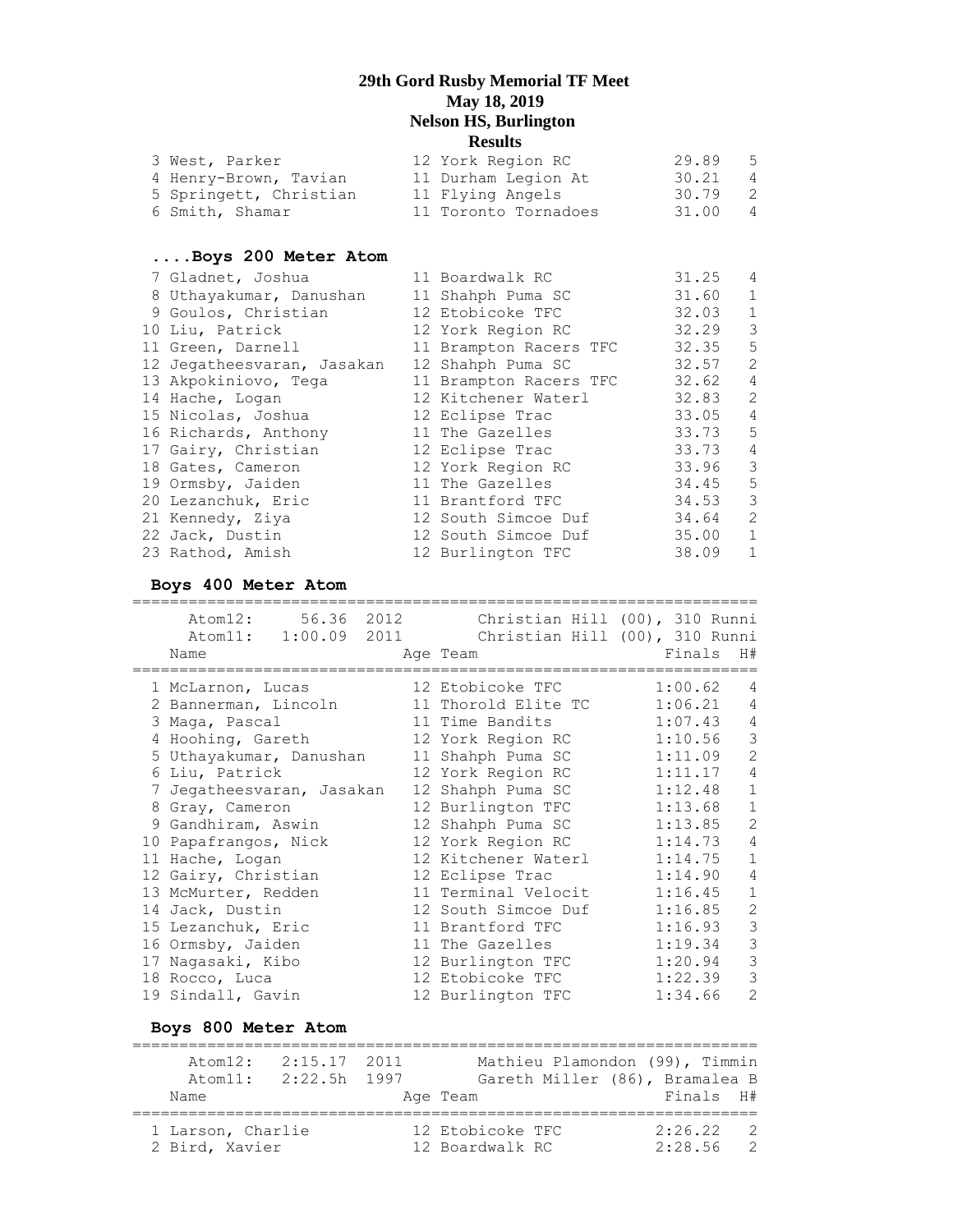# 29th Gord Rusby Memorial TF Meet
## May 18, 2019
## Nelson HS, Burlington
## Results

| | Name | Age | Team | Finals | H# |
|---|---|---|---|---|---|
| 3 | West, Parker | 12 | York Region RC | 29.89 | 5 |
| 4 | Henry-Brown, Tavian | 11 | Durham Legion At | 30.21 | 4 |
| 5 | Springett, Christian | 11 | Flying Angels | 30.79 | 2 |
| 6 | Smith, Shamar | 11 | Toronto Tornadoes | 31.00 | 4 |

### ....Boys 200 Meter Atom

| | Name | Age | Team | Finals | H# |
|---|---|---|---|---|---|
| 7 | Gladnet, Joshua | 11 | Boardwalk RC | 31.25 | 4 |
| 8 | Uthayakumar, Danushan | 11 | Shahph Puma SC | 31.60 | 1 |
| 9 | Goulos, Christian | 12 | Etobicoke TFC | 32.03 | 1 |
| 10 | Liu, Patrick | 12 | York Region RC | 32.29 | 3 |
| 11 | Green, Darnell | 11 | Brampton Racers TFC | 32.35 | 5 |
| 12 | Jegatheesvaran, Jasakan | 12 | Shahph Puma SC | 32.57 | 2 |
| 13 | Akpokiniovo, Tega | 11 | Brampton Racers TFC | 32.62 | 4 |
| 14 | Hache, Logan | 12 | Kitchener Waterl | 32.83 | 2 |
| 15 | Nicolas, Joshua | 12 | Eclipse Trac | 33.05 | 4 |
| 16 | Richards, Anthony | 11 | The Gazelles | 33.73 | 5 |
| 17 | Gairy, Christian | 12 | Eclipse Trac | 33.73 | 4 |
| 18 | Gates, Cameron | 12 | York Region RC | 33.96 | 3 |
| 19 | Ormsby, Jaiden | 11 | The Gazelles | 34.45 | 5 |
| 20 | Lezanchuk, Eric | 11 | Brantford TFC | 34.53 | 3 |
| 21 | Kennedy, Ziya | 12 | South Simcoe Duf | 34.64 | 2 |
| 22 | Jack, Dustin | 12 | South Simcoe Duf | 35.00 | 1 |
| 23 | Rathod, Amish | 12 | Burlington TFC | 38.09 | 1 |

### Boys 400 Meter Atom

Atom12: 56.36 2012 Christian Hill (00), 310 Runni
Atom11: 1:00.09 2011 Christian Hill (00), 310 Runni

| | Name | Age | Team | Finals | H# |
|---|---|---|---|---|---|
| 1 | McLarnon, Lucas | 12 | Etobicoke TFC | 1:00.62 | 4 |
| 2 | Bannerman, Lincoln | 11 | Thorold Elite TC | 1:06.21 | 4 |
| 3 | Maga, Pascal | 11 | Time Bandits | 1:07.43 | 4 |
| 4 | Hoohing, Gareth | 12 | York Region RC | 1:10.56 | 3 |
| 5 | Uthayakumar, Danushan | 11 | Shahph Puma SC | 1:11.09 | 2 |
| 6 | Liu, Patrick | 12 | York Region RC | 1:11.17 | 4 |
| 7 | Jegatheesvaran, Jasakan | 12 | Shahph Puma SC | 1:12.48 | 1 |
| 8 | Gray, Cameron | 12 | Burlington TFC | 1:13.68 | 1 |
| 9 | Gandhiram, Aswin | 12 | Shahph Puma SC | 1:13.85 | 2 |
| 10 | Papafrangos, Nick | 12 | York Region RC | 1:14.73 | 4 |
| 11 | Hache, Logan | 12 | Kitchener Waterl | 1:14.75 | 1 |
| 12 | Gairy, Christian | 12 | Eclipse Trac | 1:14.90 | 4 |
| 13 | McMurter, Redden | 11 | Terminal Velocit | 1:16.45 | 1 |
| 14 | Jack, Dustin | 12 | South Simcoe Duf | 1:16.85 | 2 |
| 15 | Lezanchuk, Eric | 11 | Brantford TFC | 1:16.93 | 3 |
| 16 | Ormsby, Jaiden | 11 | The Gazelles | 1:19.34 | 3 |
| 17 | Nagasaki, Kibo | 12 | Burlington TFC | 1:20.94 | 3 |
| 18 | Rocco, Luca | 12 | Etobicoke TFC | 1:22.39 | 3 |
| 19 | Sindall, Gavin | 12 | Burlington TFC | 1:34.66 | 2 |

### Boys 800 Meter Atom

Atom12: 2:15.17 2011 Mathieu Plamondon (99), Timmin
Atom11: 2:22.5h 1997 Gareth Miller (86), Bramalea B

| | Name | Age | Team | Finals | H# |
|---|---|---|---|---|---|
| 1 | Larson, Charlie | 12 | Etobicoke TFC | 2:26.22 | 2 |
| 2 | Bird, Xavier | 12 | Boardwalk RC | 2:28.56 | 2 |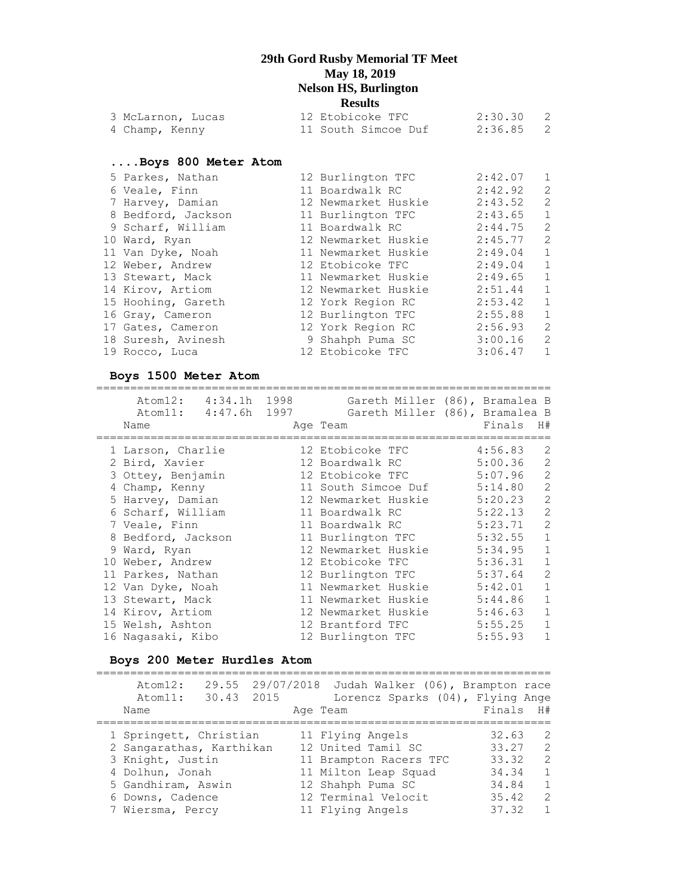**29th Gord Rusby Memorial TF Meet**
**May 18, 2019**
**Nelson HS, Burlington**
**Results**

| | Name | Age | Team | Finals | H# |
|---|---|---|---|---|---|
| 3 | McLarnon, Lucas | 12 | Etobicoke TFC | 2:30.30 | 2 |
| 4 | Champ, Kenny | 11 | South Simcoe Duf | 2:36.85 | 2 |

### ....Boys 800 Meter Atom

| | Name | Age | Team | Finals | H# |
|---|---|---|---|---|---|
| 5 | Parkes, Nathan | 12 | Burlington TFC | 2:42.07 | 1 |
| 6 | Veale, Finn | 11 | Boardwalk RC | 2:42.92 | 2 |
| 7 | Harvey, Damian | 12 | Newmarket Huskie | 2:43.52 | 2 |
| 8 | Bedford, Jackson | 11 | Burlington TFC | 2:43.65 | 1 |
| 9 | Scharf, William | 11 | Boardwalk RC | 2:44.75 | 2 |
| 10 | Ward, Ryan | 12 | Newmarket Huskie | 2:45.77 | 2 |
| 11 | Van Dyke, Noah | 11 | Newmarket Huskie | 2:49.04 | 1 |
| 12 | Weber, Andrew | 12 | Etobicoke TFC | 2:49.04 | 1 |
| 13 | Stewart, Mack | 11 | Newmarket Huskie | 2:49.65 | 1 |
| 14 | Kirov, Artiom | 12 | Newmarket Huskie | 2:51.44 | 1 |
| 15 | Hooping, Gareth | 12 | York Region RC | 2:53.42 | 1 |
| 16 | Gray, Cameron | 12 | Burlington TFC | 2:55.88 | 1 |
| 17 | Gates, Cameron | 12 | York Region RC | 2:56.93 | 2 |
| 18 | Suresh, Avinesh | 9 | Shahph Puma SC | 3:00.16 | 2 |
| 19 | Rocco, Luca | 12 | Etobicoke TFC | 3:06.47 | 1 |

### Boys 1500 Meter Atom

Atom12: 4:34.1h 1998 Gareth Miller (86), Bramalea B
Atom11: 4:47.6h 1997 Gareth Miller (86), Bramalea B

| | Name | Age | Team | Finals | H# |
|---|---|---|---|---|---|
| 1 | Larson, Charlie | 12 | Etobicoke TFC | 4:56.83 | 2 |
| 2 | Bird, Xavier | 12 | Boardwalk RC | 5:00.36 | 2 |
| 3 | Ottey, Benjamin | 12 | Etobicoke TFC | 5:07.96 | 2 |
| 4 | Champ, Kenny | 11 | South Simcoe Duf | 5:14.80 | 2 |
| 5 | Harvey, Damian | 12 | Newmarket Huskie | 5:20.23 | 2 |
| 6 | Scharf, William | 11 | Boardwalk RC | 5:22.13 | 2 |
| 7 | Veale, Finn | 11 | Boardwalk RC | 5:23.71 | 2 |
| 8 | Bedford, Jackson | 11 | Burlington TFC | 5:32.55 | 1 |
| 9 | Ward, Ryan | 12 | Newmarket Huskie | 5:34.95 | 1 |
| 10 | Weber, Andrew | 12 | Etobicoke TFC | 5:36.31 | 1 |
| 11 | Parkes, Nathan | 12 | Burlington TFC | 5:37.64 | 2 |
| 12 | Van Dyke, Noah | 11 | Newmarket Huskie | 5:42.01 | 1 |
| 13 | Stewart, Mack | 11 | Newmarket Huskie | 5:44.86 | 1 |
| 14 | Kirov, Artiom | 12 | Newmarket Huskie | 5:46.63 | 1 |
| 15 | Welsh, Ashton | 12 | Brantford TFC | 5:55.25 | 1 |
| 16 | Nagasaki, Kibo | 12 | Burlington TFC | 5:55.93 | 1 |

### Boys 200 Meter Hurdles Atom

Atom12: 29.55 29/07/2018 Judah Walker (06), Brampton race
Atom11: 30.43 2015 Lorencz Sparks (04), Flying Ange

| | Name | Age | Team | Finals | H# |
|---|---|---|---|---|---|
| 1 | Springett, Christian | 11 | Flying Angels | 32.63 | 2 |
| 2 | Sangarathas, Karthikan | 12 | United Tamil SC | 33.27 | 2 |
| 3 | Knight, Justin | 11 | Brampton Racers TFC | 33.32 | 2 |
| 4 | Dolhun, Jonah | 11 | Milton Leap Squad | 34.34 | 1 |
| 5 | Gandhiram, Aswin | 12 | Shahph Puma SC | 34.84 | 1 |
| 6 | Downs, Cadence | 12 | Terminal Velocit | 35.42 | 2 |
| 7 | Wiersma, Percy | 11 | Flying Angels | 37.32 | 1 |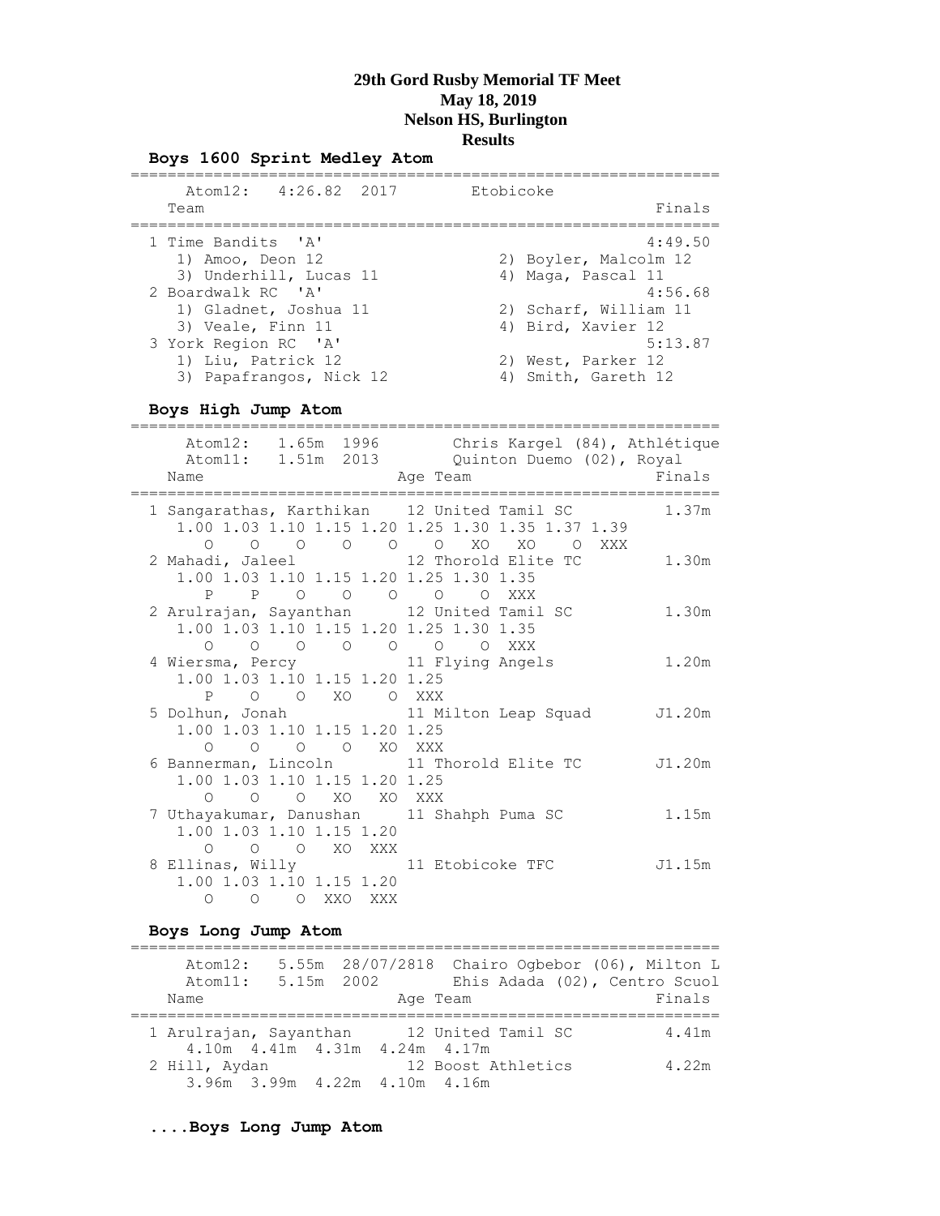# 29th Gord Rusby Memorial TF Meet
## May 18, 2019
## Nelson HS, Burlington
## Results

### Boys 1600 Sprint Medley Atom

```
================================================================
    Atom12:   4:26.82  2017        Etobicoke
   Team                                                   Finals
================================================================
  1 Time Bandits  'A'                                    4:49.50
     1) Amoo, Deon 12                 2) Boyler, Malcolm 12
     3) Underhill, Lucas 11           4) Maga, Pascal 11
  2 Boardwalk RC  'A'                                    4:56.68
     1) Gladnet, Joshua 11            2) Scharf, William 11
     3) Veale, Finn 11                4) Bird, Xavier 12
  3 York Region RC  'A'                                  5:13.87
     1) Liu, Patrick 12               2) West, Parker 12
     3) Papafrangos, Nick 12          4) Smith, Gareth 12
```

### Boys High Jump Atom

```
================================================================
    Atom12:   1.65m  1996        Chris Kargel (84), Athlétique
    Atom11:   1.51m  2013        Quinton Duemo (02), Royal
   Name                       Age Team                    Finals
================================================================
  1 Sangarathas, Karthikan    12 United Tamil SC          1.37m
     1.00 1.03 1.10 1.15 1.20 1.25 1.30 1.35 1.37 1.39
       O    O    O    O    O    O   XO   XO    O  XXX
  2 Mahadi, Jaleel            12 Thorold Elite TC         1.30m
     1.00 1.03 1.10 1.15 1.20 1.25 1.30 1.35
       P    P    O    O    O    O    O  XXX
  2 Arulrajan, Sayanthan      12 United Tamil SC          1.30m
     1.00 1.03 1.10 1.15 1.20 1.25 1.30 1.35
       O    O    O    O    O    O    O  XXX
  4 Wiersma, Percy            11 Flying Angels            1.20m
     1.00 1.03 1.10 1.15 1.20 1.25
       P    O    O   XO    O  XXX
  5 Dolhun, Jonah             11 Milton Leap Squad       J1.20m
     1.00 1.03 1.10 1.15 1.20 1.25
       O    O    O    O   XO  XXX
  6 Bannerman, Lincoln        11 Thorold Elite TC        J1.20m
     1.00 1.03 1.10 1.15 1.20 1.25
       O    O    O   XO   XO  XXX
  7 Uthayakumar, Danushan     11 Shahph Puma SC           1.15m
     1.00 1.03 1.10 1.15 1.20
       O    O    O   XO  XXX
  8 Ellinas, Willy            11 Etobicoke TFC           J1.15m
     1.00 1.03 1.10 1.15 1.20
       O    O    O  XXO  XXX
```

### Boys Long Jump Atom

```
================================================================
    Atom12:   5.55m  28/07/2818  Chairo Ogbebor (06), Milton L
    Atom11:   5.15m  2002        Ehis Adada (02), Centro Scuol
   Name                       Age Team                    Finals
================================================================
  1 Arulrajan, Sayanthan      12 United Tamil SC          4.41m
     4.10m  4.41m  4.31m  4.24m  4.17m
  2 Hill, Aydan               12 Boost Athletics          4.22m
     3.96m  3.99m  4.22m  4.10m  4.16m
```

### ....Boys Long Jump Atom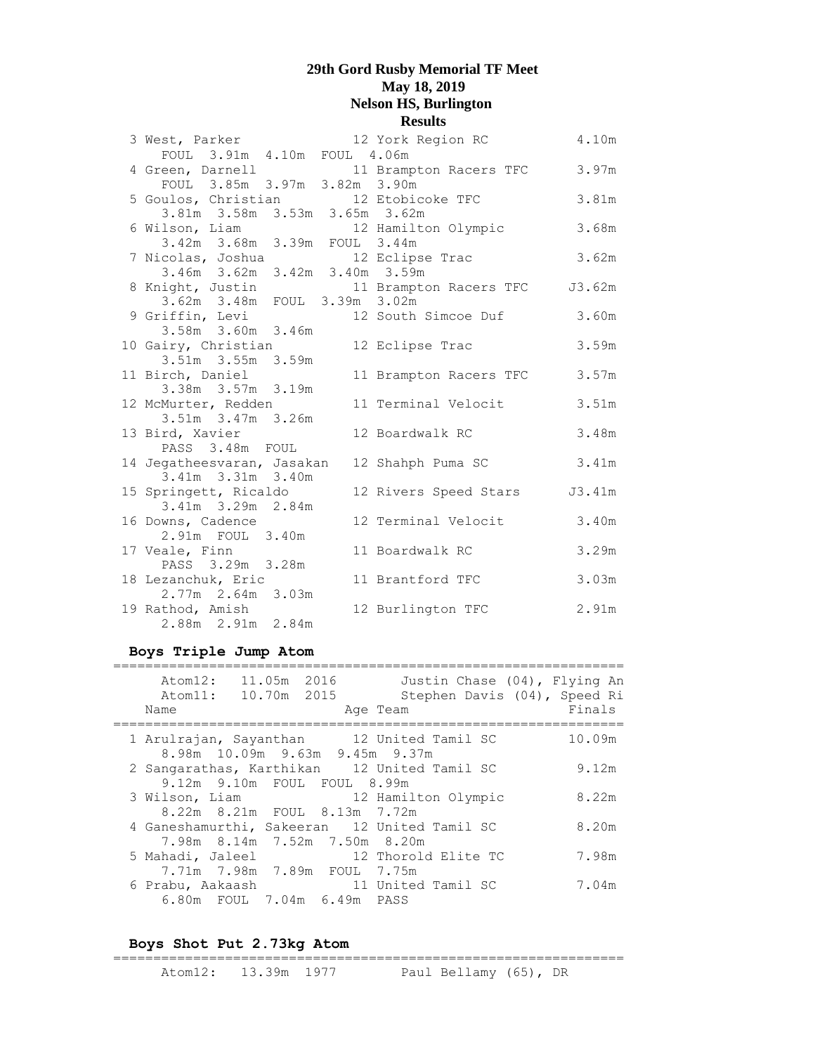# 29th Gord Rusby Memorial TF Meet
## May 18, 2019
## Nelson HS, Burlington
## Results

```
  3 West, Parker               12 York Region RC           4.10m
      FOUL  3.91m  4.10m  FOUL  4.06m
  4 Green, Darnell             11 Brampton Racers TFC      3.97m
      FOUL  3.85m  3.97m  3.82m  3.90m
  5 Goulos, Christian          12 Etobicoke TFC            3.81m
      3.81m  3.58m  3.53m  3.65m  3.62m
  6 Wilson, Liam               12 Hamilton Olympic         3.68m
      3.42m  3.68m  3.39m  FOUL  3.44m
  7 Nicolas, Joshua            12 Eclipse Trac             3.62m
      3.46m  3.62m  3.42m  3.40m  3.59m
  8 Knight, Justin             11 Brampton Racers TFC     J3.62m
      3.62m  3.48m  FOUL  3.39m  3.02m
  9 Griffin, Levi              12 South Simcoe Duf         3.60m
      3.58m  3.60m  3.46m
 10 Gairy, Christian           12 Eclipse Trac             3.59m
      3.51m  3.55m  3.59m
 11 Birch, Daniel              11 Brampton Racers TFC      3.57m
      3.38m  3.57m  3.19m
 12 McMurter, Redden           11 Terminal Velocit         3.51m
      3.51m  3.47m  3.26m
 13 Bird, Xavier               12 Boardwalk RC             3.48m
      PASS  3.48m  FOUL
 14 Jegatheesvaran, Jasakan    12 Shahph Puma SC           3.41m
      3.41m  3.31m  3.40m
 15 Springett, Ricaldo         12 Rivers Speed Stars      J3.41m
      3.41m  3.29m  2.84m
 16 Downs, Cadence             12 Terminal Velocit         3.40m
      2.91m  FOUL  3.40m
 17 Veale, Finn                11 Boardwalk RC             3.29m
      PASS  3.29m  3.28m
 18 Lezanchuk, Eric            11 Brantford TFC            3.03m
      2.77m  2.64m  3.03m
 19 Rathod, Amish              12 Burlington TFC           2.91m
      2.88m  2.91m  2.84m
```

### Boys Triple Jump Atom

```
================================================================
    Atom12:  11.05m  2016       Justin Chase (04), Flying An
    Atom11:  10.70m  2015       Stephen Davis (04), Speed Ri
  Name                     Age Team                    Finals
================================================================
  1 Arulrajan, Sayanthan     12 United Tamil SC        10.09m
      8.98m  10.09m  9.63m  9.45m  9.37m
  2 Sangarathas, Karthikan   12 United Tamil SC         9.12m
      9.12m  9.10m  FOUL  FOUL  8.99m
  3 Wilson, Liam             12 Hamilton Olympic        8.22m
      8.22m  8.21m  FOUL  8.13m  7.72m
  4 Ganeshamurthi, Sakeeran  12 United Tamil SC         8.20m
      7.98m  8.14m  7.52m  7.50m  8.20m
  5 Mahadi, Jaleel           12 Thorold Elite TC        7.98m
      7.71m  7.98m  7.89m  FOUL  7.75m
  6 Prabu, Aakaash           11 United Tamil SC         7.04m
      6.80m  FOUL  7.04m  6.49m  PASS
```

### Boys Shot Put 2.73kg Atom

```
================================================================
    Atom12:  13.39m  1977       Paul Bellamy (65), DR
```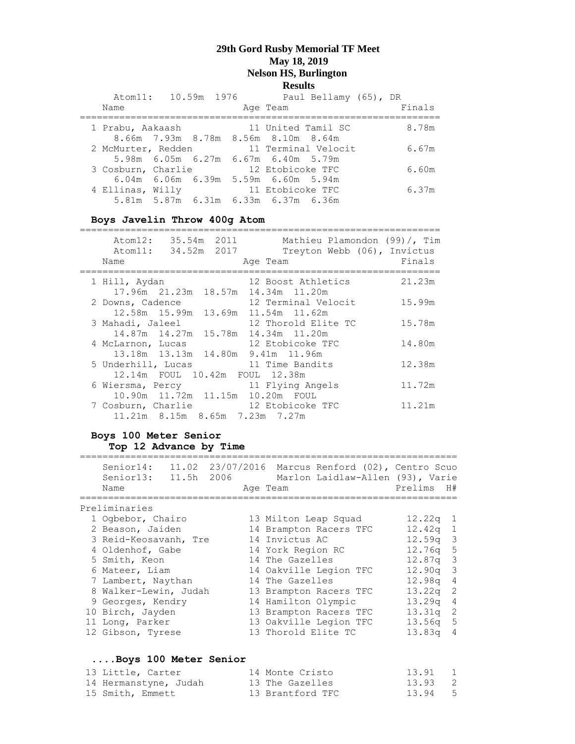# 29th Gord Rusby Memorial TF Meet
## May 18, 2019
## Nelson HS, Burlington
## Results

```
    Atom11:   10.59m  1976        Paul Bellamy (65), DR
   Name                    Age Team                    Finals
================================================================
  1 Prabu, Aakaash          11 United Tamil SC          8.78m
     8.66m  7.93m  8.78m  8.56m  8.10m  8.64m
  2 McMurter, Redden        11 Terminal Velocit         6.67m
     5.98m  6.05m  6.27m  6.67m  6.40m  5.79m
  3 Cosburn, Charlie        12 Etobicoke TFC            6.60m
     6.04m  6.06m  6.39m  5.59m  6.60m  5.94m
  4 Ellinas, Willy          11 Etobicoke TFC            6.37m
     5.81m  5.87m  6.31m  6.33m  6.37m  6.36m
```

**Boys Javelin Throw 400g Atom**

```
================================================================
    Atom12:   35.54m  2011        Mathieu Plamondon (99)/, Tim
    Atom11:   34.52m  2017        Treyton Webb (06), Invictus
   Name                    Age Team                    Finals
================================================================
  1 Hill, Aydan             12 Boost Athletics         21.23m
     17.96m  21.23m  18.57m  14.34m  11.20m
  2 Downs, Cadence          12 Terminal Velocit        15.99m
     12.58m  15.99m  13.69m  11.54m  11.62m
  3 Mahadi, Jaleel          12 Thorold Elite TC        15.78m
     14.87m  14.27m  15.78m  14.34m  11.20m
  4 McLarnon, Lucas         12 Etobicoke TFC           14.80m
     13.18m  13.13m  14.80m  9.41m  11.96m
  5 Underhill, Lucas        11 Time Bandits            12.38m
     12.14m  FOUL  10.42m  FOUL  12.38m
  6 Wiersma, Percy          11 Flying Angels           11.72m
     10.90m  11.72m  11.15m  10.20m  FOUL
  7 Cosburn, Charlie        12 Etobicoke TFC           11.21m
     11.21m  8.15m  8.65m  7.23m  7.27m
```

**Boys 100 Meter Senior**
**Top 12 Advance by Time**

```
===================================================================
    Senior14:   11.02  23/07/2016  Marcus Renford (02), Centro Scuo
    Senior13:   11.5h  2006        Marlon Laidlaw-Allen (93), Varie
   Name                    Age Team                    Prelims  H#
===================================================================
Preliminaries
  1 Ogbebor, Chairo         13 Milton Leap Squad        12.22q  1
  2 Beason, Jaiden          14 Brampton Racers TFC      12.42q  1
  3 Reid-Keosavanh, Tre     14 Invictus AC              12.59q  3
  4 Oldenhof, Gabe          14 York Region RC           12.76q  5
  5 Smith, Keon             14 The Gazelles             12.87q  3
  6 Mateer, Liam            14 Oakville Legion TFC      12.90q  3
  7 Lambert, Naythan        14 The Gazelles             12.98q  4
  8 Walker-Lewin, Judah     13 Brampton Racers TFC      13.22q  2
  9 Georges, Kendry         14 Hamilton Olympic         13.29q  4
 10 Birch, Jayden           13 Brampton Racers TFC      13.31q  2
 11 Long, Parker            13 Oakville Legion TFC      13.56q  5
 12 Gibson, Tyrese          13 Thorold Elite TC         13.83q  4
```

**....Boys 100 Meter Senior**

```
 13 Little, Carter          14 Monte Cristo             13.91   1
 14 Hermanstyne, Judah      13 The Gazelles             13.93   2
 15 Smith, Emmett           13 Brantford TFC            13.94   5
```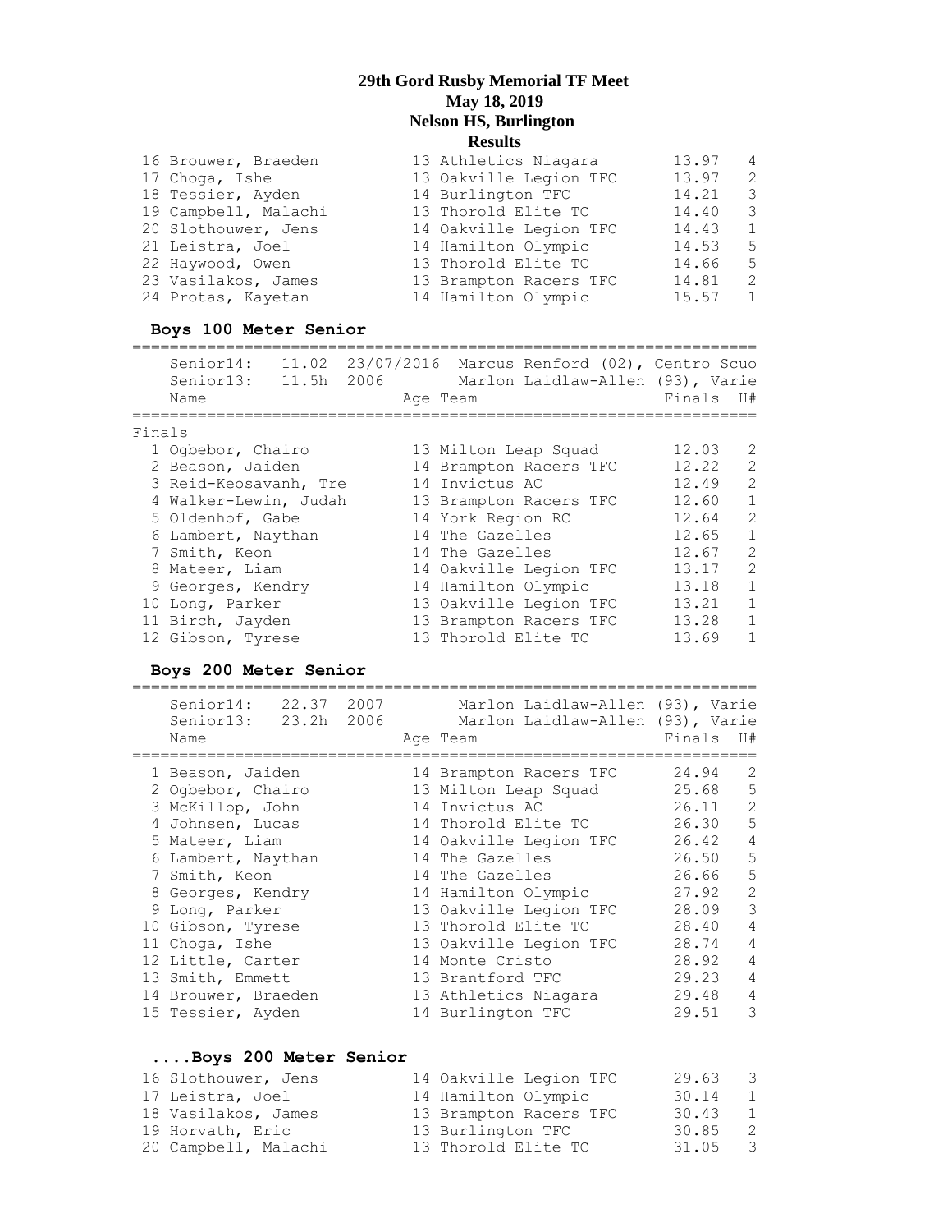# 29th Gord Rusby Memorial TF Meet
## May 18, 2019
## Nelson HS, Burlington
## Results

| Place | Name | Age | Team | Finals | H# |
|---|---|---|---|---|---|
| 16 | Brouwer, Braeden | 13 | Athletics Niagara | 13.97 | 4 |
| 17 | Choga, Ishe | 13 | Oakville Legion TFC | 13.97 | 2 |
| 18 | Tessier, Ayden | 14 | Burlington TFC | 14.21 | 3 |
| 19 | Campbell, Malachi | 13 | Thorold Elite TC | 14.40 | 3 |
| 20 | Slothouwer, Jens | 14 | Oakville Legion TFC | 14.43 | 1 |
| 21 | Leistra, Joel | 14 | Hamilton Olympic | 14.53 | 5 |
| 22 | Haywood, Owen | 13 | Thorold Elite TC | 14.66 | 5 |
| 23 | Vasilakos, James | 13 | Brampton Racers TFC | 14.81 | 2 |
| 24 | Protas, Kayetan | 14 | Hamilton Olympic | 15.57 | 1 |

### Boys 100 Meter Senior

Senior14: 11.02 23/07/2016 Marcus Renford (02), Centro Scuo
Senior13: 11.5h 2006 Marlon Laidlaw-Allen (93), Varie

Finals

| Place | Name | Age | Team | Finals | H# |
|---|---|---|---|---|---|
| 1 | Ogbebor, Chairo | 13 | Milton Leap Squad | 12.03 | 2 |
| 2 | Beason, Jaiden | 14 | Brampton Racers TFC | 12.22 | 2 |
| 3 | Reid-Keosavanh, Tre | 14 | Invictus AC | 12.49 | 2 |
| 4 | Walker-Lewin, Judah | 13 | Brampton Racers TFC | 12.60 | 1 |
| 5 | Oldenhof, Gabe | 14 | York Region RC | 12.64 | 2 |
| 6 | Lambert, Naythan | 14 | The Gazelles | 12.65 | 1 |
| 7 | Smith, Keon | 14 | The Gazelles | 12.67 | 2 |
| 8 | Mateer, Liam | 14 | Oakville Legion TFC | 13.17 | 2 |
| 9 | Georges, Kendry | 14 | Hamilton Olympic | 13.18 | 1 |
| 10 | Long, Parker | 13 | Oakville Legion TFC | 13.21 | 1 |
| 11 | Birch, Jayden | 13 | Brampton Racers TFC | 13.28 | 1 |
| 12 | Gibson, Tyrese | 13 | Thorold Elite TC | 13.69 | 1 |

### Boys 200 Meter Senior

Senior14: 22.37 2007 Marlon Laidlaw-Allen (93), Varie
Senior13: 23.2h 2006 Marlon Laidlaw-Allen (93), Varie

| Place | Name | Age | Team | Finals | H# |
|---|---|---|---|---|---|
| 1 | Beason, Jaiden | 14 | Brampton Racers TFC | 24.94 | 2 |
| 2 | Ogbebor, Chairo | 13 | Milton Leap Squad | 25.68 | 5 |
| 3 | McKillop, John | 14 | Invictus AC | 26.11 | 2 |
| 4 | Johnsen, Lucas | 14 | Thorold Elite TC | 26.30 | 5 |
| 5 | Mateer, Liam | 14 | Oakville Legion TFC | 26.42 | 4 |
| 6 | Lambert, Naythan | 14 | The Gazelles | 26.50 | 5 |
| 7 | Smith, Keon | 14 | The Gazelles | 26.66 | 5 |
| 8 | Georges, Kendry | 14 | Hamilton Olympic | 27.92 | 2 |
| 9 | Long, Parker | 13 | Oakville Legion TFC | 28.09 | 3 |
| 10 | Gibson, Tyrese | 13 | Thorold Elite TC | 28.40 | 4 |
| 11 | Choga, Ishe | 13 | Oakville Legion TFC | 28.74 | 4 |
| 12 | Little, Carter | 14 | Monte Cristo | 28.92 | 4 |
| 13 | Smith, Emmett | 13 | Brantford TFC | 29.23 | 4 |
| 14 | Brouwer, Braeden | 13 | Athletics Niagara | 29.48 | 4 |
| 15 | Tessier, Ayden | 14 | Burlington TFC | 29.51 | 3 |
| 16 | Slothouwer, Jens | 14 | Oakville Legion TFC | 29.63 | 3 |
| 17 | Leistra, Joel | 14 | Hamilton Olympic | 30.14 | 1 |
| 18 | Vasilakos, James | 13 | Brampton Racers TFC | 30.43 | 1 |
| 19 | Horvath, Eric | 13 | Burlington TFC | 30.85 | 2 |
| 20 | Campbell, Malachi | 13 | Thorold Elite TC | 31.05 | 3 |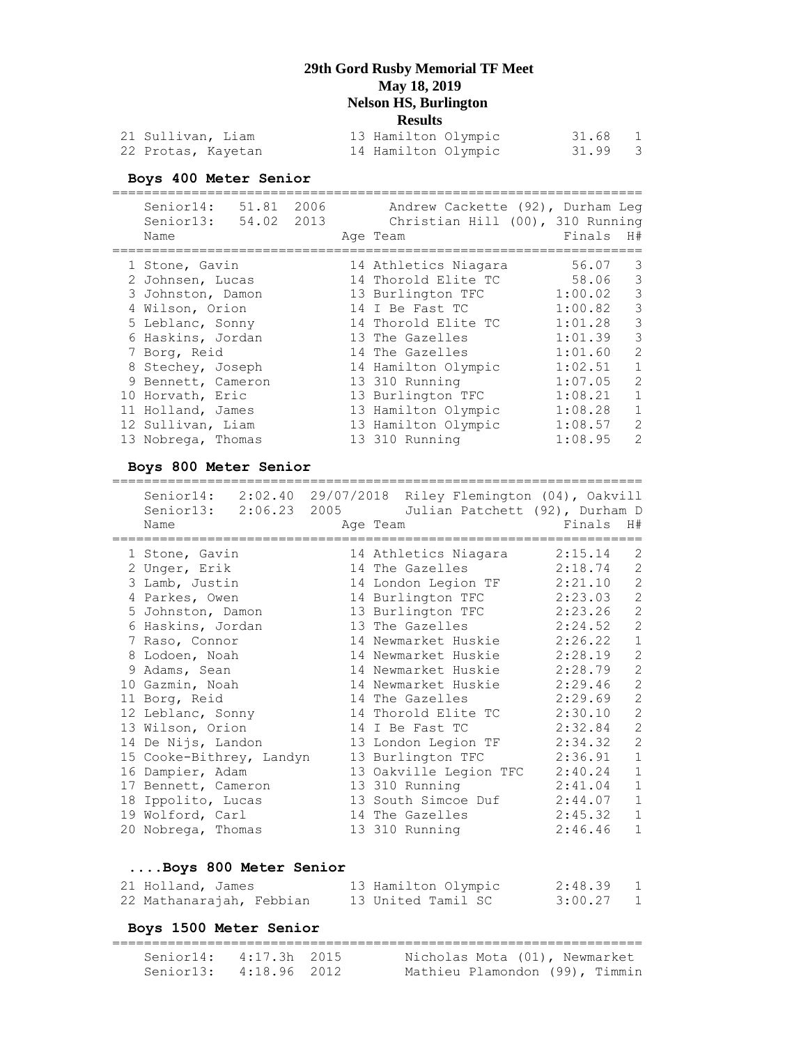# 29th Gord Rusby Memorial TF Meet
## May 18, 2019
## Nelson HS, Burlington
## Results

| Place | Name | Age | Team | Finals | H# |
|---|---|---|---|---|---|
| 21 | Sullivan, Liam | 13 | Hamilton Olympic | 31.68 | 1 |
| 22 | Protas, Kayetan | 14 | Hamilton Olympic | 31.99 | 3 |

### Boys 400 Meter Senior

Senior14: 51.81 2006 Andrew Cackette (92), Durham Leg
Senior13: 54.02 2013 Christian Hill (00), 310 Running

| Place | Name | Age | Team | Finals | H# |
|---|---|---|---|---|---|
| 1 | Stone, Gavin | 14 | Athletics Niagara | 56.07 | 3 |
| 2 | Johnsen, Lucas | 14 | Thorold Elite TC | 58.06 | 3 |
| 3 | Johnston, Damon | 13 | Burlington TFC | 1:00.02 | 3 |
| 4 | Wilson, Orion | 14 | I Be Fast TC | 1:00.82 | 3 |
| 5 | Leblanc, Sonny | 14 | Thorold Elite TC | 1:01.28 | 3 |
| 6 | Haskins, Jordan | 13 | The Gazelles | 1:01.39 | 3 |
| 7 | Borg, Reid | 14 | The Gazelles | 1:01.60 | 2 |
| 8 | Stechey, Joseph | 14 | Hamilton Olympic | 1:02.51 | 1 |
| 9 | Bennett, Cameron | 13 | 310 Running | 1:07.05 | 2 |
| 10 | Horvath, Eric | 13 | Burlington TFC | 1:08.21 | 1 |
| 11 | Holland, James | 13 | Hamilton Olympic | 1:08.28 | 1 |
| 12 | Sullivan, Liam | 13 | Hamilton Olympic | 1:08.57 | 2 |
| 13 | Nobrega, Thomas | 13 | 310 Running | 1:08.95 | 2 |

### Boys 800 Meter Senior

Senior14: 2:02.40 29/07/2018 Riley Flemington (04), Oakvill
Senior13: 2:06.23 2005 Julian Patchett (92), Durham D

| Place | Name | Age | Team | Finals | H# |
|---|---|---|---|---|---|
| 1 | Stone, Gavin | 14 | Athletics Niagara | 2:15.14 | 2 |
| 2 | Unger, Erik | 14 | The Gazelles | 2:18.74 | 2 |
| 3 | Lamb, Justin | 14 | London Legion TF | 2:21.10 | 2 |
| 4 | Parkes, Owen | 14 | Burlington TFC | 2:23.03 | 2 |
| 5 | Johnston, Damon | 13 | Burlington TFC | 2:23.26 | 2 |
| 6 | Haskins, Jordan | 13 | The Gazelles | 2:24.52 | 2 |
| 7 | Raso, Connor | 14 | Newmarket Huskie | 2:26.22 | 1 |
| 8 | Lodoen, Noah | 14 | Newmarket Huskie | 2:28.19 | 2 |
| 9 | Adams, Sean | 14 | Newmarket Huskie | 2:28.79 | 2 |
| 10 | Gazmin, Noah | 14 | Newmarket Huskie | 2:29.46 | 2 |
| 11 | Borg, Reid | 14 | The Gazelles | 2:29.69 | 2 |
| 12 | Leblanc, Sonny | 14 | Thorold Elite TC | 2:30.10 | 2 |
| 13 | Wilson, Orion | 14 | I Be Fast TC | 2:32.84 | 2 |
| 14 | De Nijs, Landon | 13 | London Legion TF | 2:34.32 | 2 |
| 15 | Cooke-Bithrey, Landyn | 13 | Burlington TFC | 2:36.91 | 1 |
| 16 | Dampier, Adam | 13 | Oakville Legion TFC | 2:40.24 | 1 |
| 17 | Bennett, Cameron | 13 | 310 Running | 2:41.04 | 1 |
| 18 | Ippolito, Lucas | 13 | South Simcoe Duf | 2:44.07 | 1 |
| 19 | Wolford, Carl | 14 | The Gazelles | 2:45.32 | 1 |
| 20 | Nobrega, Thomas | 13 | 310 Running | 2:46.46 | 1 |
| 21 | Holland, James | 13 | Hamilton Olympic | 2:48.39 | 1 |
| 22 | Mathanarajah, Febbian | 13 | United Tamil SC | 3:00.27 | 1 |

### Boys 1500 Meter Senior

Senior14: 4:17.3h 2015 Nicholas Mota (01), Newmarket
Senior13: 4:18.96 2012 Mathieu Plamondon (99), Timmin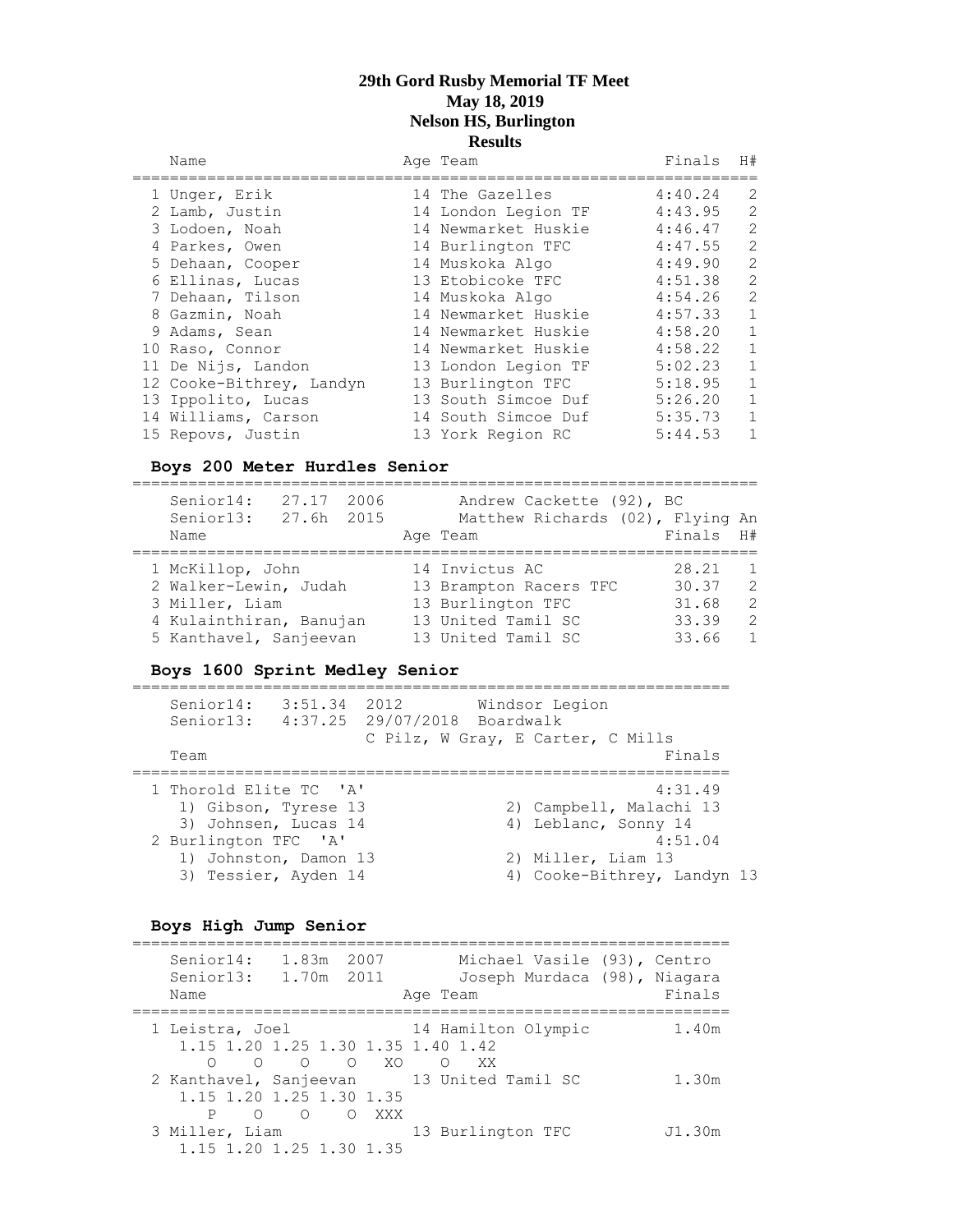# 29th Gord Rusby Memorial TF Meet
## May 18, 2019
## Nelson HS, Burlington
## Results

| | Name | Age | Team | Finals | H# |
|---|---|---|---|---|---|
| 1 | Unger, Erik | 14 | The Gazelles | 4:40.24 | 2 |
| 2 | Lamb, Justin | 14 | London Legion TF | 4:43.95 | 2 |
| 3 | Lodoen, Noah | 14 | Newmarket Huskie | 4:46.47 | 2 |
| 4 | Parkes, Owen | 14 | Burlington TFC | 4:47.55 | 2 |
| 5 | Dehaan, Cooper | 14 | Muskoka Algo | 4:49.90 | 2 |
| 6 | Ellinas, Lucas | 13 | Etobicoke TFC | 4:51.38 | 2 |
| 7 | Dehaan, Tilson | 14 | Muskoka Algo | 4:54.26 | 2 |
| 8 | Gazmin, Noah | 14 | Newmarket Huskie | 4:57.33 | 1 |
| 9 | Adams, Sean | 14 | Newmarket Huskie | 4:58.20 | 1 |
| 10 | Raso, Connor | 14 | Newmarket Huskie | 4:58.22 | 1 |
| 11 | De Nijs, Landon | 13 | London Legion TF | 5:02.23 | 1 |
| 12 | Cooke-Bithrey, Landyn | 13 | Burlington TFC | 5:18.95 | 1 |
| 13 | Ippolito, Lucas | 13 | South Simcoe Duf | 5:26.20 | 1 |
| 14 | Williams, Carson | 14 | South Simcoe Duf | 5:35.73 | 1 |
| 15 | Repovs, Justin | 13 | York Region RC | 5:44.53 | 1 |

### Boys 200 Meter Hurdles Senior

Senior14: 27.17 2006 Andrew Cackette (92), BC
Senior13: 27.6h 2015 Matthew Richards (02), Flying An

| | Name | Age | Team | Finals | H# |
|---|---|---|---|---|---|
| 1 | McKillop, John | 14 | Invictus AC | 28.21 | 1 |
| 2 | Walker-Lewin, Judah | 13 | Brampton Racers TFC | 30.37 | 2 |
| 3 | Miller, Liam | 13 | Burlington TFC | 31.68 | 2 |
| 4 | Kulainthiran, Banujan | 13 | United Tamil SC | 33.39 | 2 |
| 5 | Kanthavel, Sanjeevan | 13 | United Tamil SC | 33.66 | 1 |

### Boys 1600 Sprint Medley Senior

Senior14: 3:51.34 2012 Windsor Legion
Senior13: 4:37.25 29/07/2018 Boardwalk
C Pilz, W Gray, E Carter, C Mills

| | Team | Finals |
|---|---|---|
| 1 | Thorold Elite TC 'A' | 4:31.49 |
| | 1) Gibson, Tyrese 13; 2) Campbell, Malachi 13; 3) Johnsen, Lucas 14; 4) Leblanc, Sonny 14 | |
| 2 | Burlington TFC 'A' | 4:51.04 |
| | 1) Johnston, Damon 13; 2) Miller, Liam 13; 3) Tessier, Ayden 14; 4) Cooke-Bithrey, Landyn 13 | |

### Boys High Jump Senior

Senior14: 1.83m 2007 Michael Vasile (93), Centro
Senior13: 1.70m 2011 Joseph Murdaca (98), Niagara

| | Name | Age | Team | Finals |
|---|---|---|---|---|
| 1 | Leistra, Joel | 14 | Hamilton Olympic | 1.40m |
| | 1.15 O, 1.20 O, 1.25 O, 1.30 O, 1.35 XO, 1.40 O, 1.42 XX | | | |
| 2 | Kanthavel, Sanjeevan | 13 | United Tamil SC | 1.30m |
| | 1.15 P, 1.20 O, 1.25 O, 1.30 O, 1.35 XXX | | | |
| 3 | Miller, Liam | 13 | Burlington TFC | J1.30m |
| | 1.15 1.20 1.25 1.30 1.35 | | | |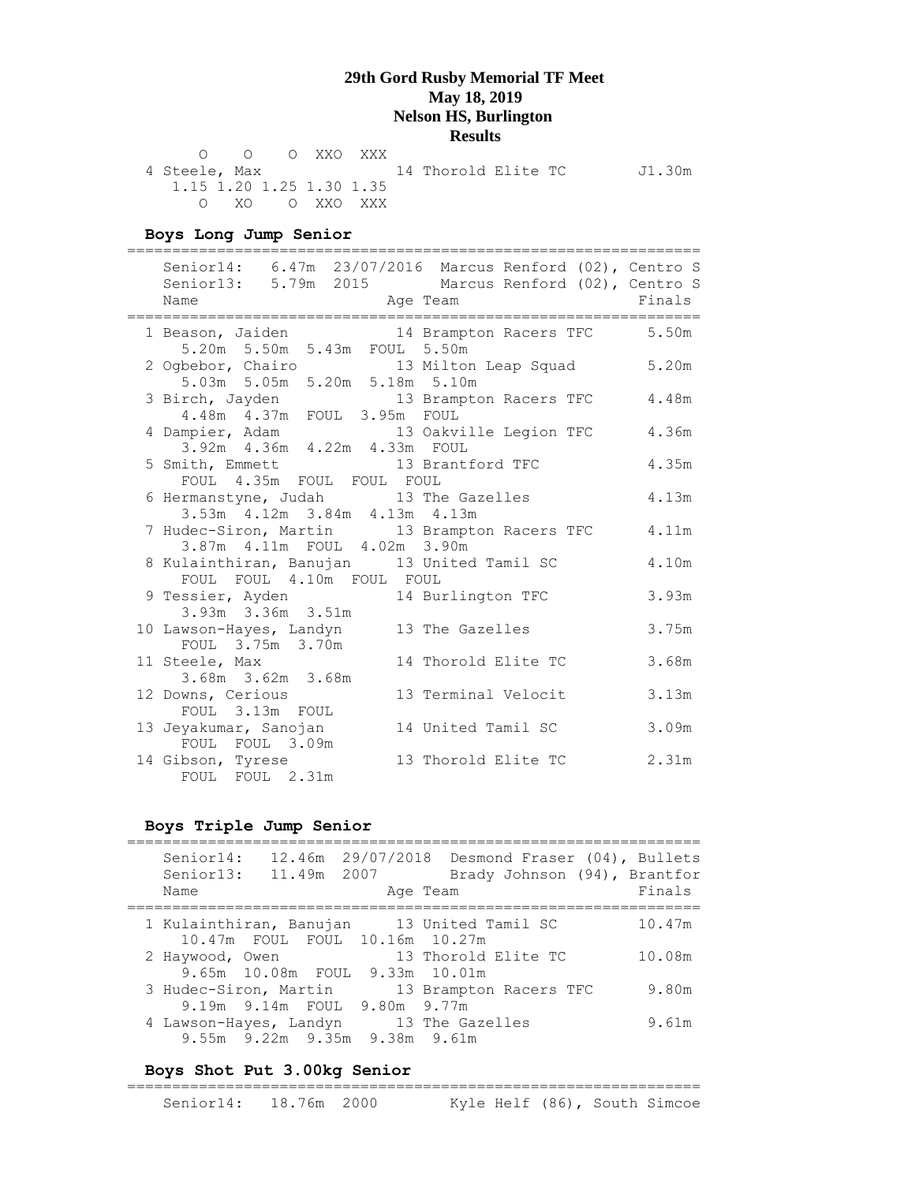# 29th Gord Rusby Memorial TF Meet
**May 18, 2019**
**Nelson HS, Burlington**
**Results**

```
      O    O    O  XXO  XXX
  4 Steele, Max               14 Thorold Elite TC        J1.30m
     1.15 1.20 1.25 1.30 1.35
        O   XO    O  XXO  XXX
```

### Boys Long Jump Senior

```
================================================================
    Senior14:   6.47m  23/07/2016  Marcus Renford (02), Centro S
    Senior13:   5.79m  2015        Marcus Renford (02), Centro S
    Name                    Age Team                      Finals
================================================================
  1 Beason, Jaiden           14 Brampton Racers TFC      5.50m
      5.20m  5.50m  5.43m  FOUL  5.50m
  2 Ogbebor, Chairo          13 Milton Leap Squad        5.20m
      5.03m  5.05m  5.20m  5.18m  5.10m
  3 Birch, Jayden            13 Brampton Racers TFC      4.48m
      4.48m  4.37m  FOUL  3.95m  FOUL
  4 Dampier, Adam            13 Oakville Legion TFC      4.36m
      3.92m  4.36m  4.22m  4.33m  FOUL
  5 Smith, Emmett            13 Brantford TFC            4.35m
      FOUL  4.35m  FOUL  FOUL  FOUL
  6 Hermanstyne, Judah       13 The Gazelles             4.13m
      3.53m  4.12m  3.84m  4.13m  4.13m
  7 Hudec-Siron, Martin      13 Brampton Racers TFC      4.11m
      3.87m  4.11m  FOUL  4.02m  3.90m
  8 Kulainthiran, Banujan    13 United Tamil SC          4.10m
      FOUL  FOUL  4.10m  FOUL  FOUL
  9 Tessier, Ayden           14 Burlington TFC           3.93m
      3.93m  3.36m  3.51m
 10 Lawson-Hayes, Landyn     13 The Gazelles             3.75m
      FOUL  3.75m  3.70m
 11 Steele, Max              14 Thorold Elite TC         3.68m
      3.68m  3.62m  3.68m
 12 Downs, Cerious           13 Terminal Velocit         3.13m
      FOUL  3.13m  FOUL
 13 Jeyakumar, Sanojan       14 United Tamil SC          3.09m
      FOUL  FOUL  3.09m
 14 Gibson, Tyrese           13 Thorold Elite TC         2.31m
      FOUL  FOUL  2.31m
```

### Boys Triple Jump Senior

```
================================================================
    Senior14:   12.46m  29/07/2018  Desmond Fraser (04), Bullets
    Senior13:   11.49m  2007        Brady Johnson (94), Brantfor
    Name                    Age Team                      Finals
================================================================
  1 Kulainthiran, Banujan    13 United Tamil SC         10.47m
      10.47m  FOUL  FOUL  10.16m  10.27m
  2 Haywood, Owen            13 Thorold Elite TC        10.08m
      9.65m  10.08m  FOUL  9.33m  10.01m
  3 Hudec-Siron, Martin      13 Brampton Racers TFC      9.80m
      9.19m  9.14m  FOUL  9.80m  9.77m
  4 Lawson-Hayes, Landyn     13 The Gazelles             9.61m
      9.55m  9.22m  9.35m  9.38m  9.61m
```

### Boys Shot Put 3.00kg Senior

```
================================================================
    Senior14:   18.76m  2000        Kyle Helf (86), South Simcoe
```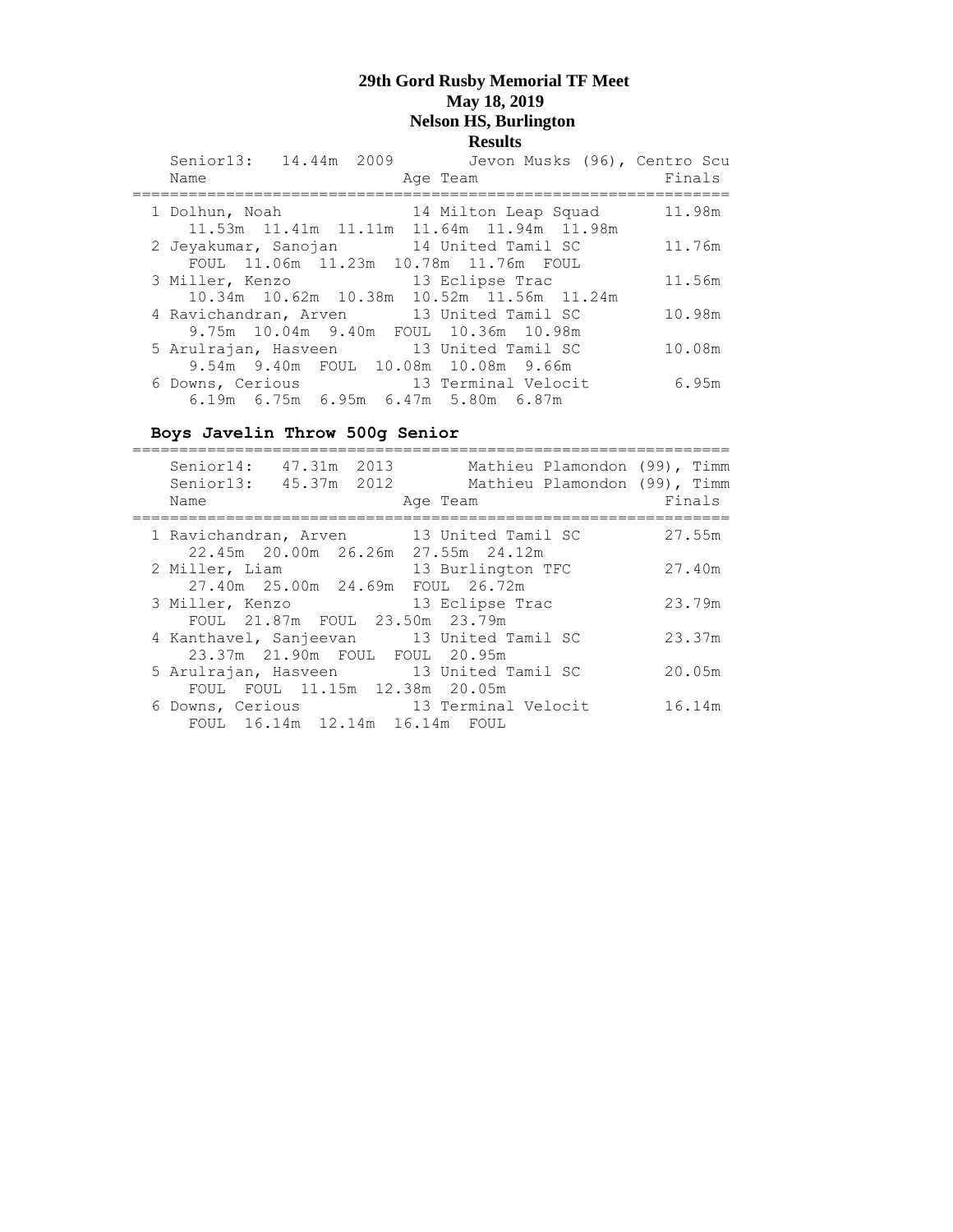# 29th Gord Rusby Memorial TF Meet
## May 18, 2019
## Nelson HS, Burlington
## Results

```
    Senior13:   14.44m  2009        Jevon Musks (96), Centro Scu
    Name                     Age Team                      Finals
=================================================================
  1 Dolhun, Noah              14 Milton Leap Squad         11.98m
     11.53m  11.41m  11.11m  11.64m  11.94m  11.98m
  2 Jeyakumar, Sanojan        14 United Tamil SC           11.76m
     FOUL  11.06m  11.23m  10.78m  11.76m  FOUL
  3 Miller, Kenzo             13 Eclipse Trac              11.56m
     10.34m  10.62m  10.38m  10.52m  11.56m  11.24m
  4 Ravichandran, Arven       13 United Tamil SC           10.98m
     9.75m  10.04m  9.40m  FOUL  10.36m  10.98m
  5 Arulrajan, Hasveen        13 United Tamil SC           10.08m
     9.54m  9.40m  FOUL  10.08m  10.08m  9.66m
  6 Downs, Cerious            13 Terminal Velocit           6.95m
     6.19m  6.75m  6.95m  6.47m  5.80m  6.87m
```

### Boys Javelin Throw 500g Senior

```
=================================================================
    Senior14:   47.31m  2013        Mathieu Plamondon (99), Timm
    Senior13:   45.37m  2012        Mathieu Plamondon (99), Timm
    Name                     Age Team                      Finals
=================================================================
  1 Ravichandran, Arven       13 United Tamil SC           27.55m
     22.45m  20.00m  26.26m  27.55m  24.12m
  2 Miller, Liam              13 Burlington TFC            27.40m
     27.40m  25.00m  24.69m  FOUL  26.72m
  3 Miller, Kenzo             13 Eclipse Trac              23.79m
     FOUL  21.87m  FOUL  23.50m  23.79m
  4 Kanthavel, Sanjeevan      13 United Tamil SC           23.37m
     23.37m  21.90m  FOUL  FOUL  20.95m
  5 Arulrajan, Hasveen        13 United Tamil SC           20.05m
     FOUL  FOUL  11.15m  12.38m  20.05m
  6 Downs, Cerious            13 Terminal Velocit          16.14m
     FOUL  16.14m  12.14m  16.14m  FOUL
```